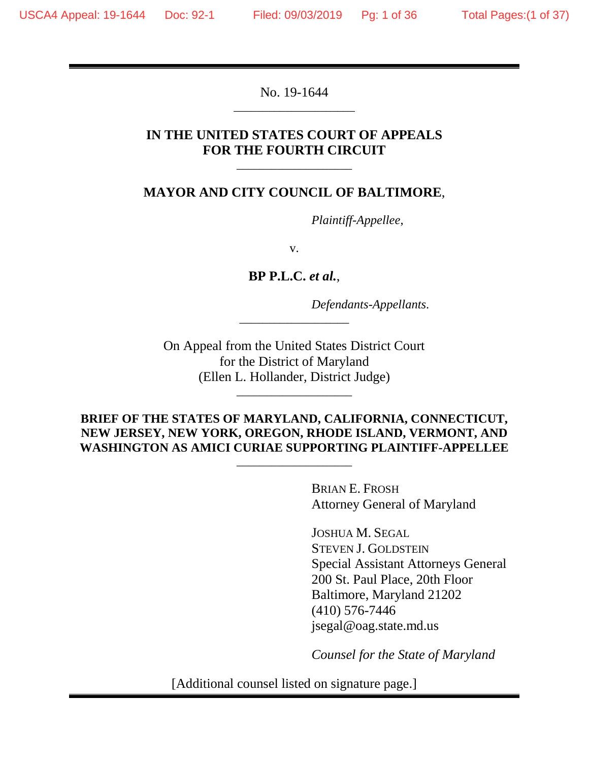No. 19-1644

---

**IN THE UNITED STATES COURT OF APPEALS**
**FOR THE FOURTH CIRCUIT**

---

**MAYOR AND CITY COUNCIL OF BALTIMORE**,

*Plaintiff-Appellee*,

v.

**BP P.L.C. *et al.***,

*Defendants-Appellants*.

---

On Appeal from the United States District Court
for the District of Maryland
(Ellen L. Hollander, District Judge)

---

**BRIEF OF THE STATES OF MARYLAND, CALIFORNIA, CONNECTICUT, NEW JERSEY, NEW YORK, OREGON, RHODE ISLAND, VERMONT, AND WASHINGTON AS AMICI CURIAE SUPPORTING PLAINTIFF-APPELLEE**

---

BRIAN E. FROSH
Attorney General of Maryland

JOSHUA M. SEGAL
STEVEN J. GOLDSTEIN
Special Assistant Attorneys General
200 St. Paul Place, 20th Floor
Baltimore, Maryland 21202
(410) 576-7446
jsegal@oag.state.md.us

*Counsel for the State of Maryland*

[Additional counsel listed on signature page.]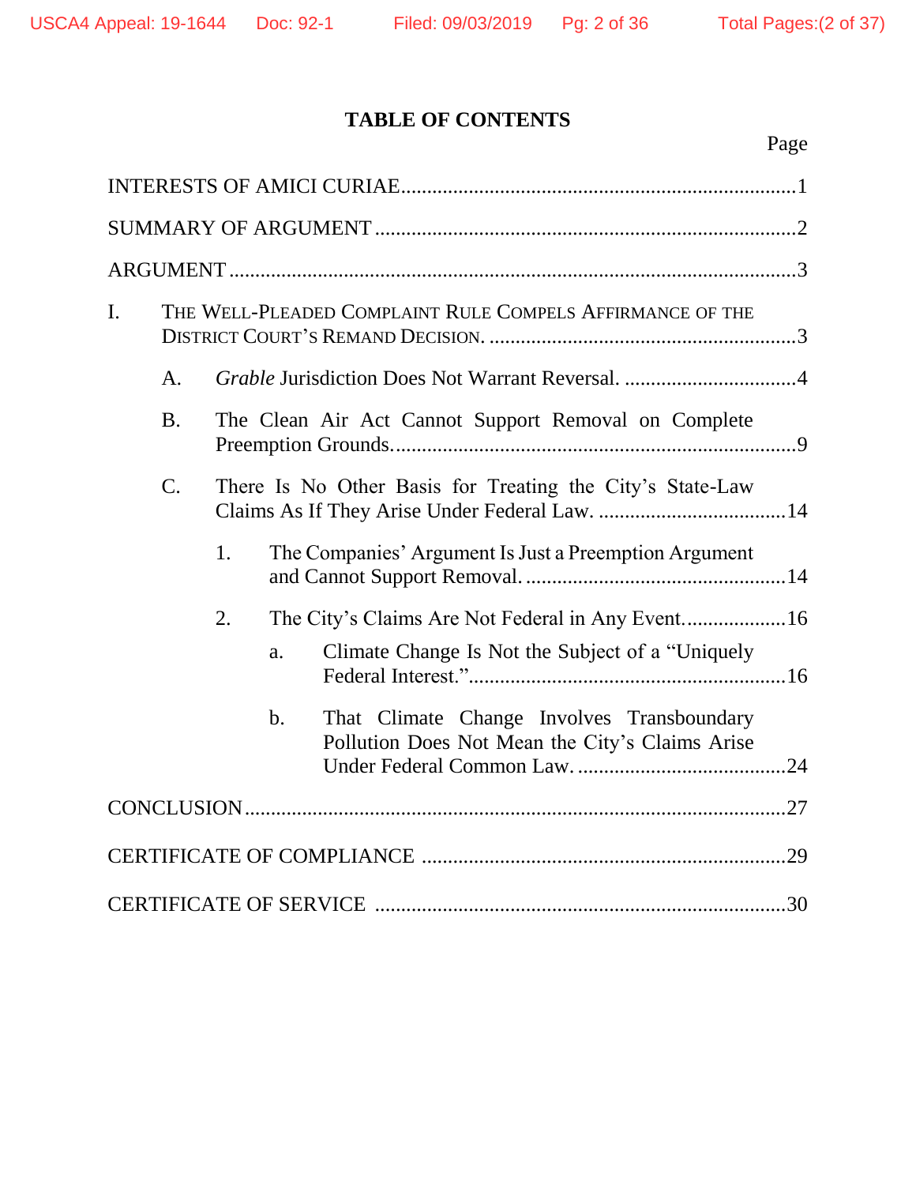# TABLE OF CONTENTS

Page

INTERESTS OF AMICI CURIAE....................................................................1

SUMMARY OF ARGUMENT.........................................................................2

ARGUMENT.....................................................................................................3

I. THE WELL-PLEADED COMPLAINT RULE COMPELS AFFIRMANCE OF THE DISTRICT COURT'S REMAND DECISION. ...................................................3

  A. *Grable* Jurisdiction Does Not Warrant Reversal. ...............................4

  B. The Clean Air Act Cannot Support Removal on Complete Preemption Grounds.........................................................................9

  C. There Is No Other Basis for Treating the City's State-Law Claims As If They Arise Under Federal Law. .................................14

    1. The Companies' Argument Is Just a Preemption Argument and Cannot Support Removal. ..............................................14

    2. The City's Claims Are Not Federal in Any Event...................16

      a. Climate Change Is Not the Subject of a "Uniquely Federal Interest."........................................................16

      b. That Climate Change Involves Transboundary Pollution Does Not Mean the City's Claims Arise Under Federal Common Law. .......................................24

CONCLUSION................................................................................................27

CERTIFICATE OF COMPLIANCE ................................................................29

CERTIFICATE OF SERVICE .........................................................................30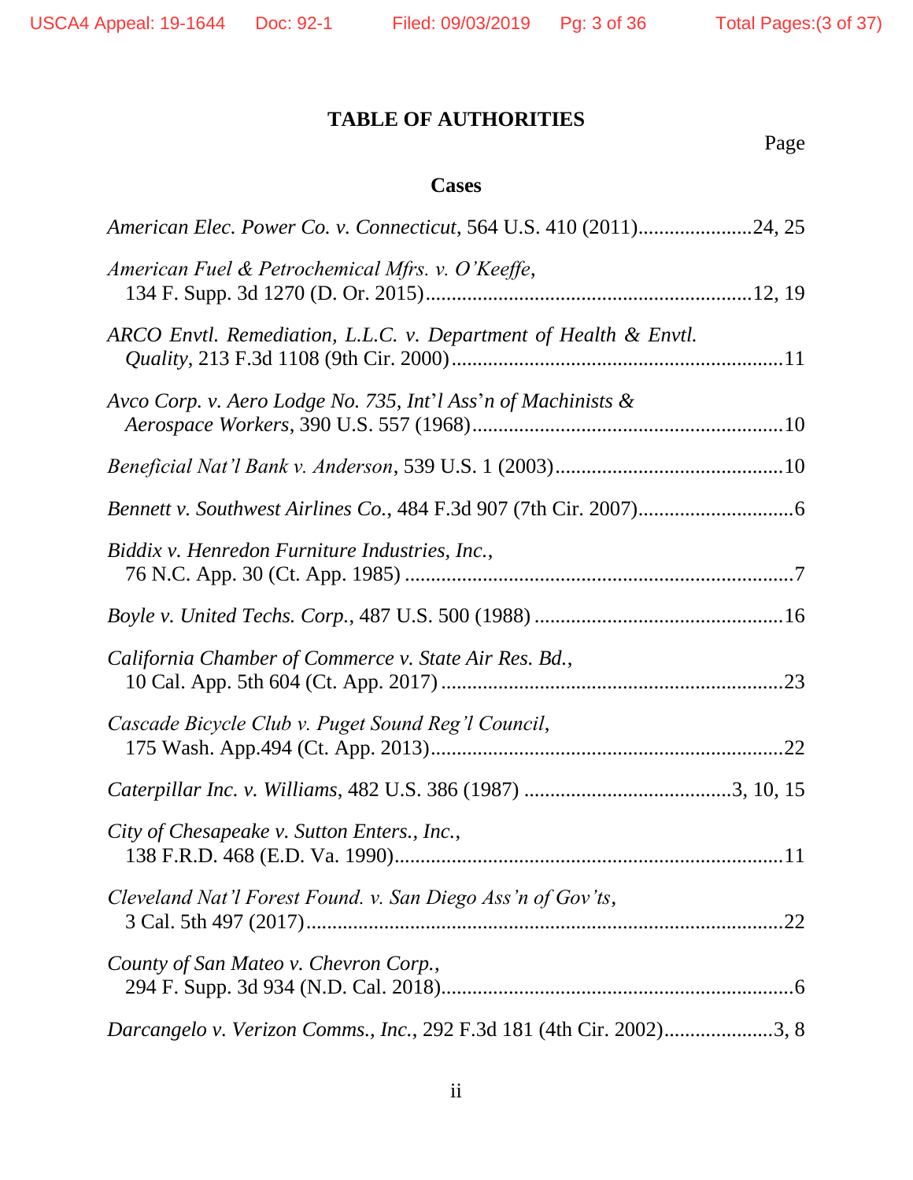## TABLE OF AUTHORITIES

Page

### Cases

*American Elec. Power Co. v. Connecticut*, 564 U.S. 410 (2011)......................24, 25

*American Fuel & Petrochemical Mfrs. v. O'Keeffe*, 134 F. Supp. 3d 1270 (D. Or. 2015).............................................................12, 19

*ARCO Envtl. Remediation, L.L.C. v. Department of Health & Envtl. Quality*, 213 F.3d 1108 (9th Cir. 2000)................................................................11

*Avco Corp. v. Aero Lodge No. 735, Int'l Ass'n of Machinists & Aerospace Workers*, 390 U.S. 557 (1968)............................................................10

*Beneficial Nat'l Bank v. Anderson*, 539 U.S. 1 (2003)............................................10

*Bennett v. Southwest Airlines Co.*, 484 F.3d 907 (7th Cir. 2007)..............................6

*Biddix v. Henredon Furniture Industries, Inc.*, 76 N.C. App. 30 (Ct. App. 1985) ..........................................................................7

*Boyle v. United Techs. Corp.*, 487 U.S. 500 (1988) ................................................16

*California Chamber of Commerce v. State Air Res. Bd.*, 10 Cal. App. 5th 604 (Ct. App. 2017) .................................................................23

*Cascade Bicycle Club v. Puget Sound Reg'l Council*, 175 Wash. App.494 (Ct. App. 2013)...................................................................22

*Caterpillar Inc. v. Williams*, 482 U.S. 386 (1987) ........................................3, 10, 15

*City of Chesapeake v. Sutton Enters., Inc.*, 138 F.R.D. 468 (E.D. Va. 1990)...........................................................................11

*Cleveland Nat'l Forest Found. v. San Diego Ass'n of Gov'ts*, 3 Cal. 5th 497 (2017)...........................................................................................22

*County of San Mateo v. Chevron Corp.*, 294 F. Supp. 3d 934 (N.D. Cal. 2018)....................................................................6

*Darcangelo v. Verizon Comms., Inc.*, 292 F.3d 181 (4th Cir. 2002).....................3, 8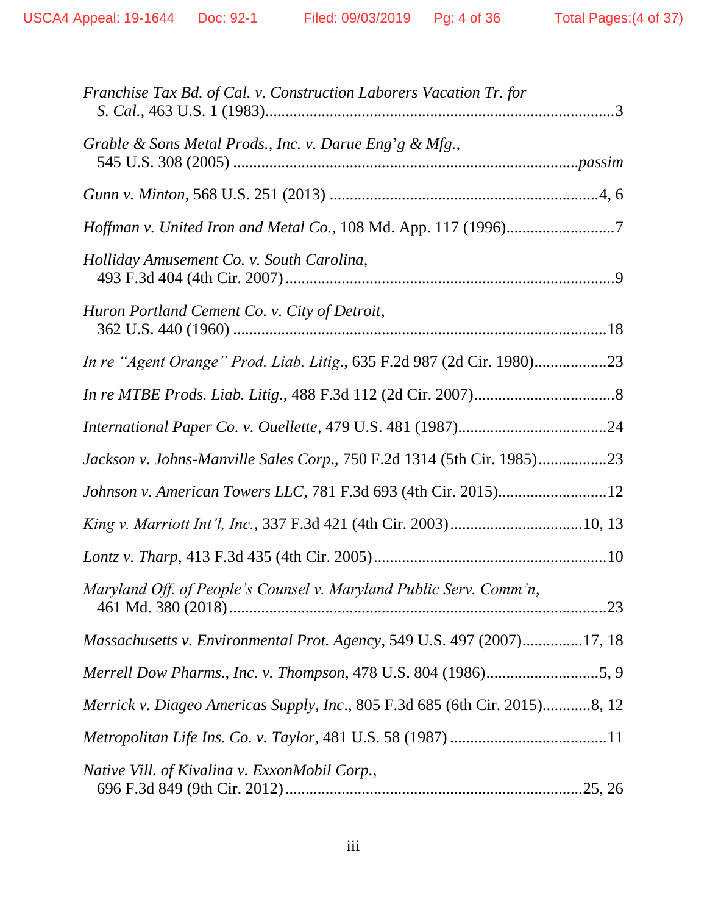*Franchise Tax Bd. of Cal. v. Construction Laborers Vacation Tr. for S. Cal.*, 463 U.S. 1 (1983) ........................................................................................3

*Grable & Sons Metal Prods., Inc. v. Darue Eng'g & Mfg.*, 545 U.S. 308 (2005) ........................................................................................*passim*

*Gunn v. Minton*, 568 U.S. 251 (2013) ........................................................................4, 6

*Hoffman v. United Iron and Metal Co.*, 108 Md. App. 117 (1996)...........................7

*Holliday Amusement Co. v. South Carolina*, 493 F.3d 404 (4th Cir. 2007) ........................................................................................9

*Huron Portland Cement Co. v. City of Detroit*, 362 U.S. 440 (1960) ........................................................................................18

*In re "Agent Orange" Prod. Liab. Litig*., 635 F.2d 987 (2d Cir. 1980)..................23

*In re MTBE Prods. Liab. Litig.*, 488 F.3d 112 (2d Cir. 2007)...................................8

*International Paper Co. v. Ouellette*, 479 U.S. 481 (1987).....................................24

*Jackson v. Johns-Manville Sales Corp*., 750 F.2d 1314 (5th Cir. 1985).................23

*Johnson v. American Towers LLC*, 781 F.3d 693 (4th Cir. 2015)...........................12

*King v. Marriott Int'l, Inc.*, 337 F.3d 421 (4th Cir. 2003).................................10, 13

*Lontz v. Tharp*, 413 F.3d 435 (4th Cir. 2005).........................................................10

*Maryland Off. of People's Counsel v. Maryland Public Serv. Comm'n*, 461 Md. 380 (2018) ........................................................................................23

*Massachusetts v. Environmental Prot. Agency*, 549 U.S. 497 (2007)...............17, 18

*Merrell Dow Pharms., Inc. v. Thompson*, 478 U.S. 804 (1986)............................5, 9

*Merrick v. Diageo Americas Supply, Inc*., 805 F.3d 685 (6th Cir. 2015)............8, 12

*Metropolitan Life Ins. Co. v. Taylor*, 481 U.S. 58 (1987) .......................................11

*Native Vill. of Kivalina v. ExxonMobil Corp.*, 696 F.3d 849 (9th Cir. 2012)........................................................................25, 26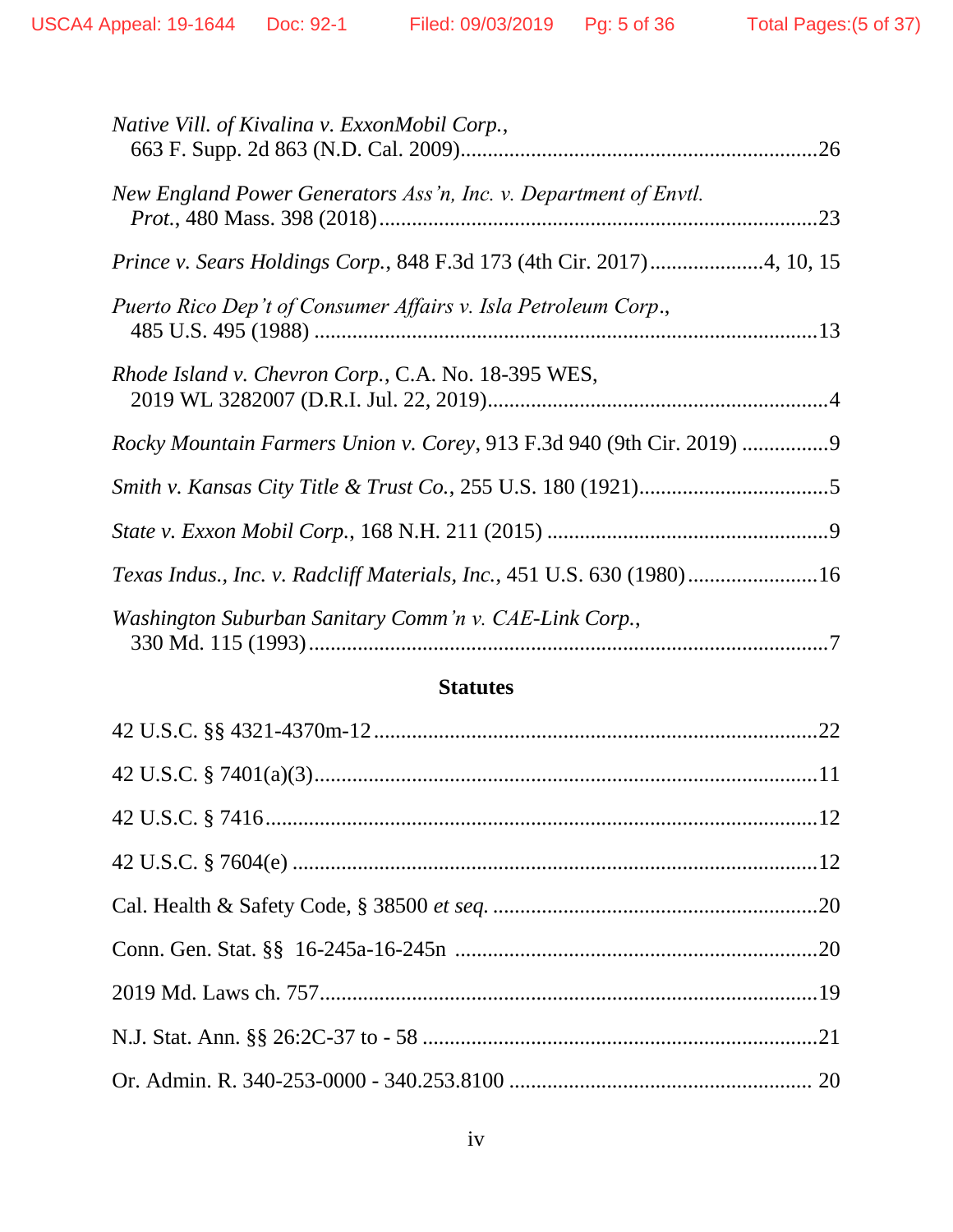*Native Vill. of Kivalina v. ExxonMobil Corp.*, 663 F. Supp. 2d 863 (N.D. Cal. 2009)....................................................................26

*New England Power Generators Ass'n, Inc. v. Department of Envtl. Prot.*, 480 Mass. 398 (2018)....................................................................23

*Prince v. Sears Holdings Corp.*, 848 F.3d 173 (4th Cir. 2017)....................4, 10, 15

*Puerto Rico Dep't of Consumer Affairs v. Isla Petroleum Corp.*, 485 U.S. 495 (1988) ....................................................................13

*Rhode Island v. Chevron Corp.*, C.A. No. 18-395 WES, 2019 WL 3282007 (D.R.I. Jul. 22, 2019)....................................................................4

*Rocky Mountain Farmers Union v. Corey*, 913 F.3d 940 (9th Cir. 2019) ................9

*Smith v. Kansas City Title & Trust Co.*, 255 U.S. 180 (1921)..................................5

*State v. Exxon Mobil Corp.*, 168 N.H. 211 (2015) ....................................................9

*Texas Indus., Inc. v. Radcliff Materials, Inc.*, 451 U.S. 630 (1980)........................16

*Washington Suburban Sanitary Comm'n v. CAE-Link Corp.*, 330 Md. 115 (1993)....................................................................7

## Statutes

42 U.S.C. §§ 4321-4370m-12....................................................................22

42 U.S.C. § 7401(a)(3)....................................................................11

42 U.S.C. § 7416....................................................................12

42 U.S.C. § 7604(e) ....................................................................12

Cal. Health & Safety Code, § 38500 *et seq.* ....................................................................20

Conn. Gen. Stat. §§ 16-245a-16-245n ....................................................................20

2019 Md. Laws ch. 757....................................................................19

N.J. Stat. Ann. §§ 26:2C-37 to - 58 ....................................................................21

Or. Admin. R. 340-253-0000 - 340.253.8100 .................................................... 20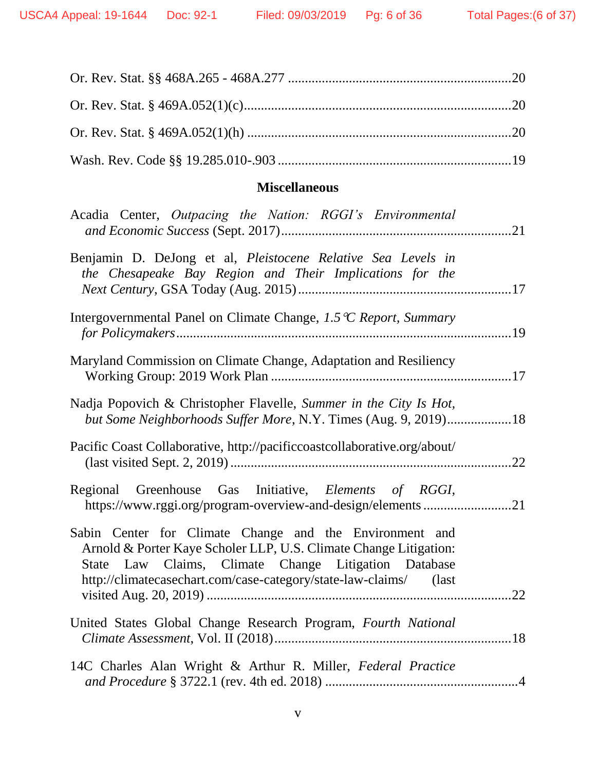Or. Rev. Stat. §§ 468A.265 - 468A.277 ....................................................................20

Or. Rev. Stat. § 469A.052(1)(c)................................................................................20

Or. Rev. Stat. § 469A.052(1)(h) ...............................................................................20

Wash. Rev. Code §§ 19.285.010-.903 .....................................................................19

## Miscellaneous

Acadia Center, *Outpacing the Nation: RGGI's Environmental and Economic Success* (Sept. 2017)....................................................................21

Benjamin D. DeJong et al, *Pleistocene Relative Sea Levels in the Chesapeake Bay Region and Their Implications for the Next Century*, GSA Today (Aug. 2015)................................................................17

Intergovernmental Panel on Climate Change, *1.5℃ Report*, *Summary for Policymakers*..................................................................................................19

Maryland Commission on Climate Change, Adaptation and Resiliency Working Group: 2019 Work Plan .......................................................................17

Nadja Popovich & Christopher Flavelle, *Summer in the City Is Hot, but Some Neighborhoods Suffer More*, N.Y. Times (Aug. 9, 2019)...................18

Pacific Coast Collaborative, http://pacificcoastcollaborative.org/about/ (last visited Sept. 2, 2019) ..................................................................................22

Regional Greenhouse Gas Initiative, *Elements of RGGI*, https://www.rggi.org/program-overview-and-design/elements ..........................21

Sabin Center for Climate Change and the Environment and Arnold & Porter Kaye Scholer LLP, U.S. Climate Change Litigation: State Law Claims, Climate Change Litigation Database http://climatecasechart.com/case-category/state-law-claims/ (last visited Aug. 20, 2019) .........................................................................................22

United States Global Change Research Program, *Fourth National Climate Assessment*, Vol. II (2018)......................................................................18

14C Charles Alan Wright & Arthur R. Miller, *Federal Practice and Procedure* § 3722.1 (rev. 4th ed. 2018) .........................................................4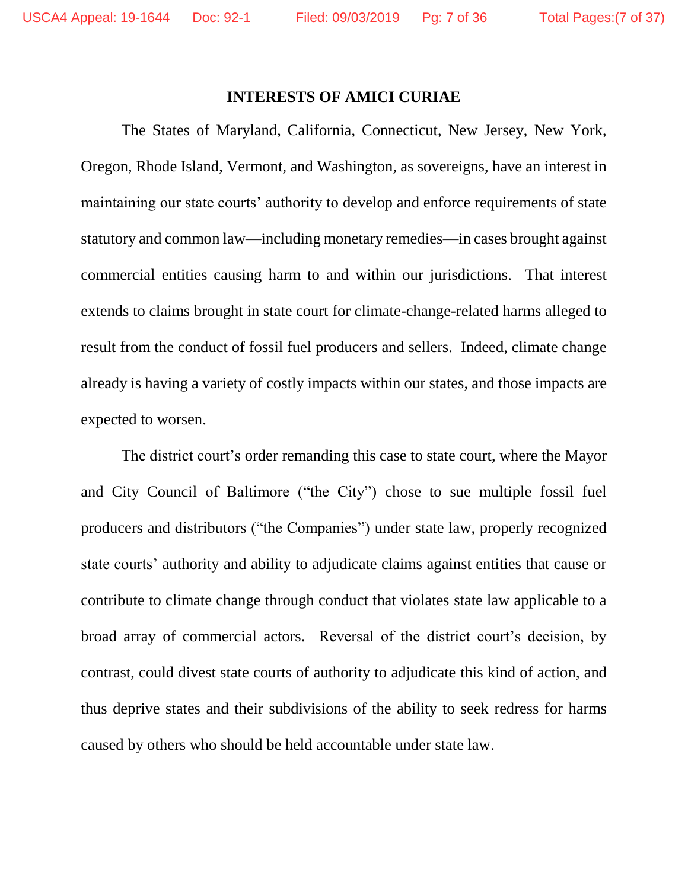## INTERESTS OF AMICI CURIAE

The States of Maryland, California, Connecticut, New Jersey, New York, Oregon, Rhode Island, Vermont, and Washington, as sovereigns, have an interest in maintaining our state courts' authority to develop and enforce requirements of state statutory and common law—including monetary remedies—in cases brought against commercial entities causing harm to and within our jurisdictions. That interest extends to claims brought in state court for climate-change-related harms alleged to result from the conduct of fossil fuel producers and sellers. Indeed, climate change already is having a variety of costly impacts within our states, and those impacts are expected to worsen.

The district court's order remanding this case to state court, where the Mayor and City Council of Baltimore ("the City") chose to sue multiple fossil fuel producers and distributors ("the Companies") under state law, properly recognized state courts' authority and ability to adjudicate claims against entities that cause or contribute to climate change through conduct that violates state law applicable to a broad array of commercial actors. Reversal of the district court's decision, by contrast, could divest state courts of authority to adjudicate this kind of action, and thus deprive states and their subdivisions of the ability to seek redress for harms caused by others who should be held accountable under state law.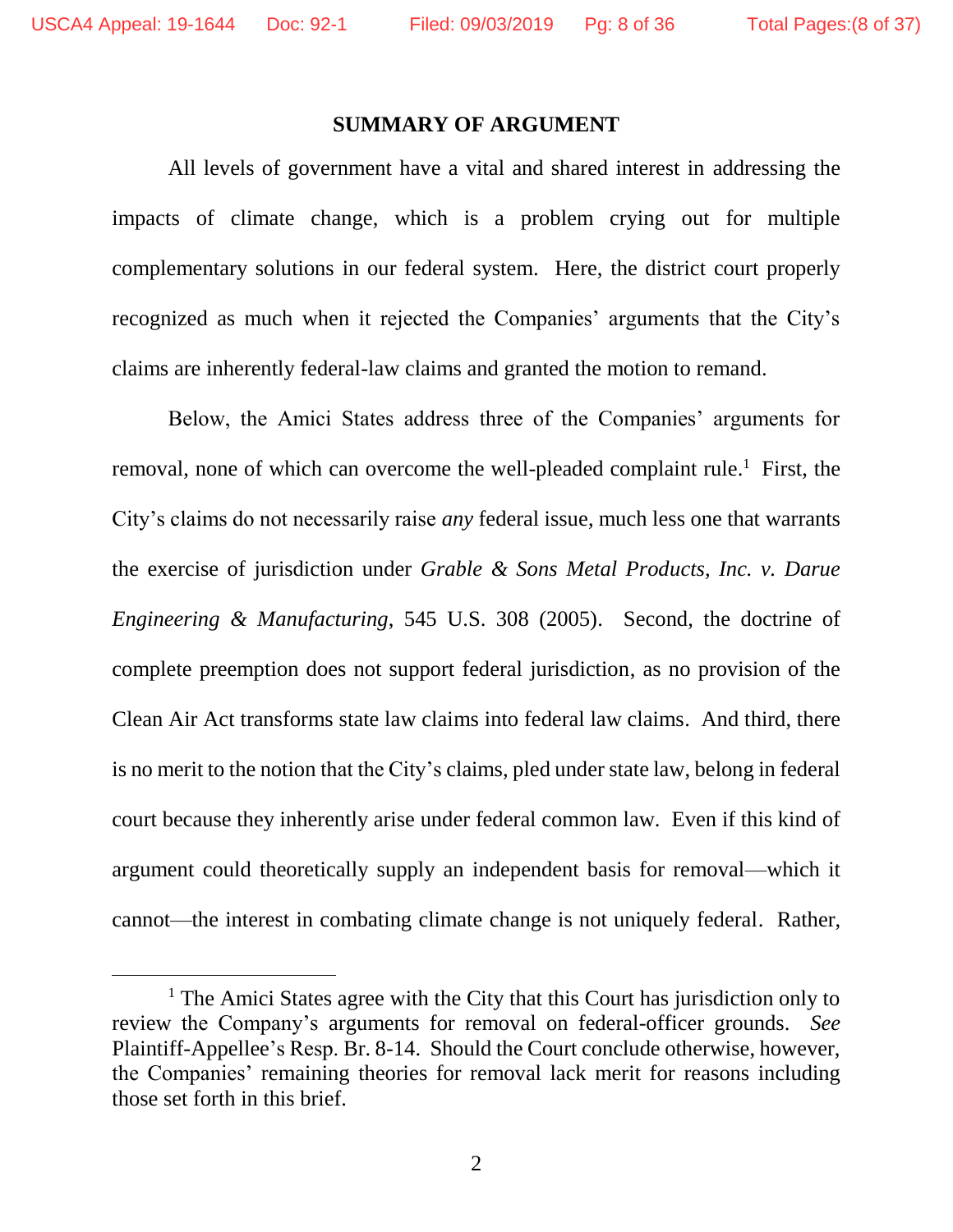## SUMMARY OF ARGUMENT

All levels of government have a vital and shared interest in addressing the impacts of climate change, which is a problem crying out for multiple complementary solutions in our federal system. Here, the district court properly recognized as much when it rejected the Companies' arguments that the City's claims are inherently federal-law claims and granted the motion to remand.

Below, the Amici States address three of the Companies' arguments for removal, none of which can overcome the well-pleaded complaint rule.[1] First, the City's claims do not necessarily raise *any* federal issue, much less one that warrants the exercise of jurisdiction under *Grable & Sons Metal Products, Inc. v. Darue Engineering & Manufacturing*, 545 U.S. 308 (2005). Second, the doctrine of complete preemption does not support federal jurisdiction, as no provision of the Clean Air Act transforms state law claims into federal law claims. And third, there is no merit to the notion that the City's claims, pled under state law, belong in federal court because they inherently arise under federal common law. Even if this kind of argument could theoretically supply an independent basis for removal—which it cannot—the interest in combating climate change is not uniquely federal. Rather,

[1] The Amici States agree with the City that this Court has jurisdiction only to review the Company's arguments for removal on federal-officer grounds. *See* Plaintiff-Appellee's Resp. Br. 8-14. Should the Court conclude otherwise, however, the Companies' remaining theories for removal lack merit for reasons including those set forth in this brief.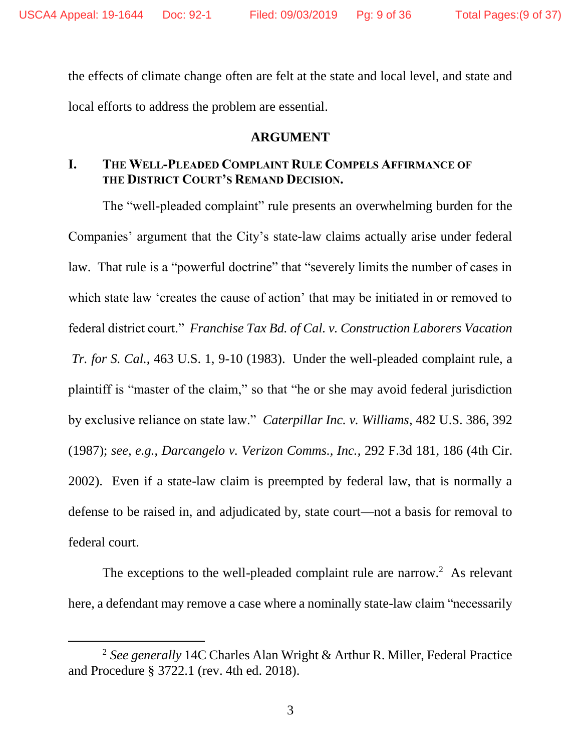the effects of climate change often are felt at the state and local level, and state and local efforts to address the problem are essential.

## ARGUMENT

### I. THE WELL-PLEADED COMPLAINT RULE COMPELS AFFIRMANCE OF THE DISTRICT COURT'S REMAND DECISION.

The "well-pleaded complaint" rule presents an overwhelming burden for the Companies' argument that the City's state-law claims actually arise under federal law. That rule is a "powerful doctrine" that "severely limits the number of cases in which state law 'creates the cause of action' that may be initiated in or removed to federal district court." *Franchise Tax Bd. of Cal. v. Construction Laborers Vacation Tr. for S. Cal.*, 463 U.S. 1, 9-10 (1983). Under the well-pleaded complaint rule, a plaintiff is "master of the claim," so that "he or she may avoid federal jurisdiction by exclusive reliance on state law." *Caterpillar Inc. v. Williams*, 482 U.S. 386, 392 (1987); *see, e.g.*, *Darcangelo v. Verizon Comms., Inc.*, 292 F.3d 181, 186 (4th Cir. 2002). Even if a state-law claim is preempted by federal law, that is normally a defense to be raised in, and adjudicated by, state court—not a basis for removal to federal court.

The exceptions to the well-pleaded complaint rule are narrow.[2] As relevant here, a defendant may remove a case where a nominally state-law claim "necessarily

[2] *See generally* 14C Charles Alan Wright & Arthur R. Miller, Federal Practice and Procedure § 3722.1 (rev. 4th ed. 2018).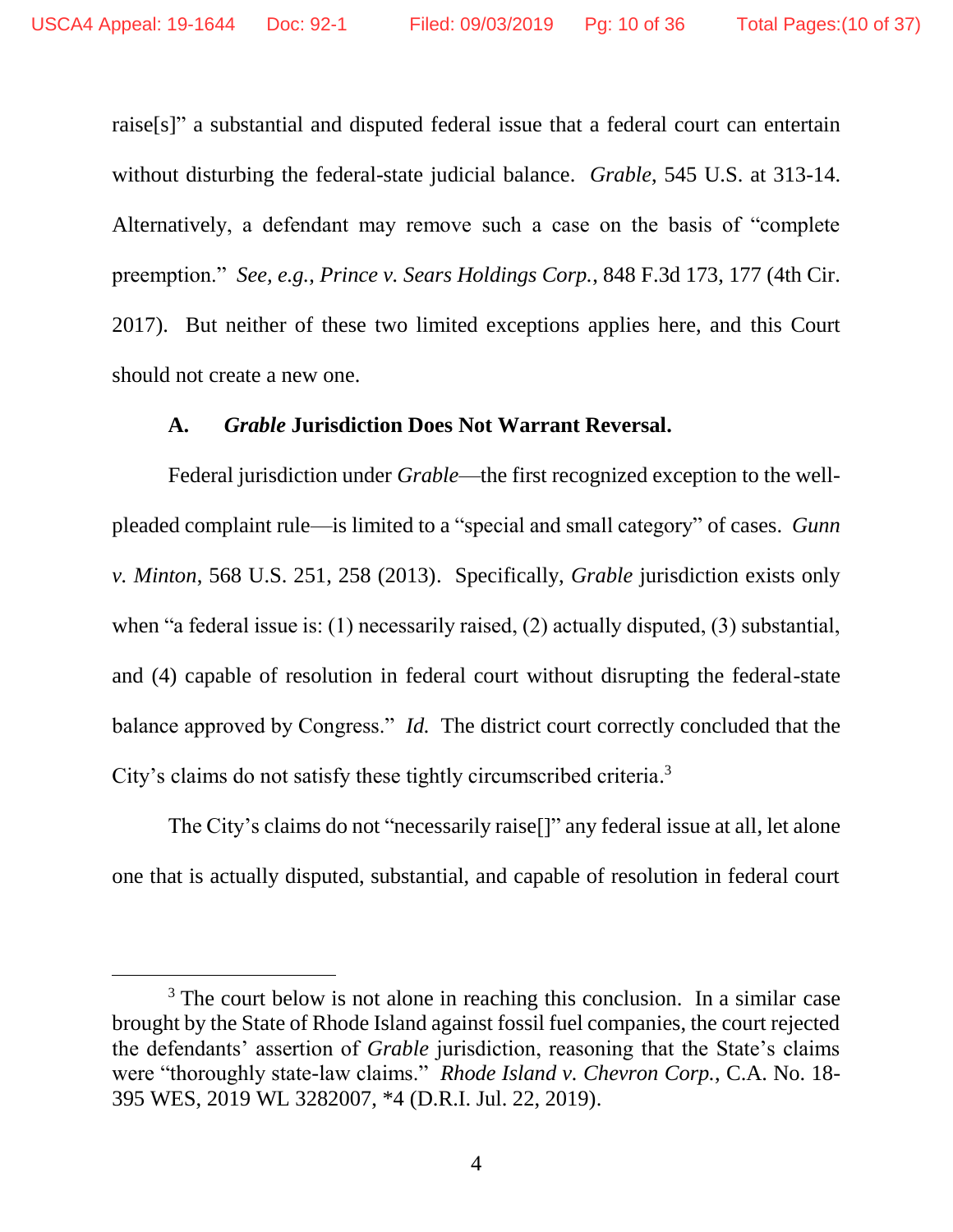raise[s]" a substantial and disputed federal issue that a federal court can entertain without disturbing the federal-state judicial balance. *Grable*, 545 U.S. at 313-14. Alternatively, a defendant may remove such a case on the basis of "complete preemption." *See, e.g.*, *Prince v. Sears Holdings Corp.*, 848 F.3d 173, 177 (4th Cir. 2017). But neither of these two limited exceptions applies here, and this Court should not create a new one.

### A. *Grable* Jurisdiction Does Not Warrant Reversal.

Federal jurisdiction under *Grable*—the first recognized exception to the well-pleaded complaint rule—is limited to a "special and small category" of cases. *Gunn v. Minton*, 568 U.S. 251, 258 (2013). Specifically, *Grable* jurisdiction exists only when "a federal issue is: (1) necessarily raised, (2) actually disputed, (3) substantial, and (4) capable of resolution in federal court without disrupting the federal-state balance approved by Congress." *Id.* The district court correctly concluded that the City's claims do not satisfy these tightly circumscribed criteria.[3]

The City's claims do not "necessarily raise[]" any federal issue at all, let alone one that is actually disputed, substantial, and capable of resolution in federal court

---

[3] The court below is not alone in reaching this conclusion. In a similar case brought by the State of Rhode Island against fossil fuel companies, the court rejected the defendants' assertion of *Grable* jurisdiction, reasoning that the State's claims were "thoroughly state-law claims." *Rhode Island v. Chevron Corp.*, C.A. No. 18-395 WES, 2019 WL 3282007, *4 (D.R.I. Jul. 22, 2019).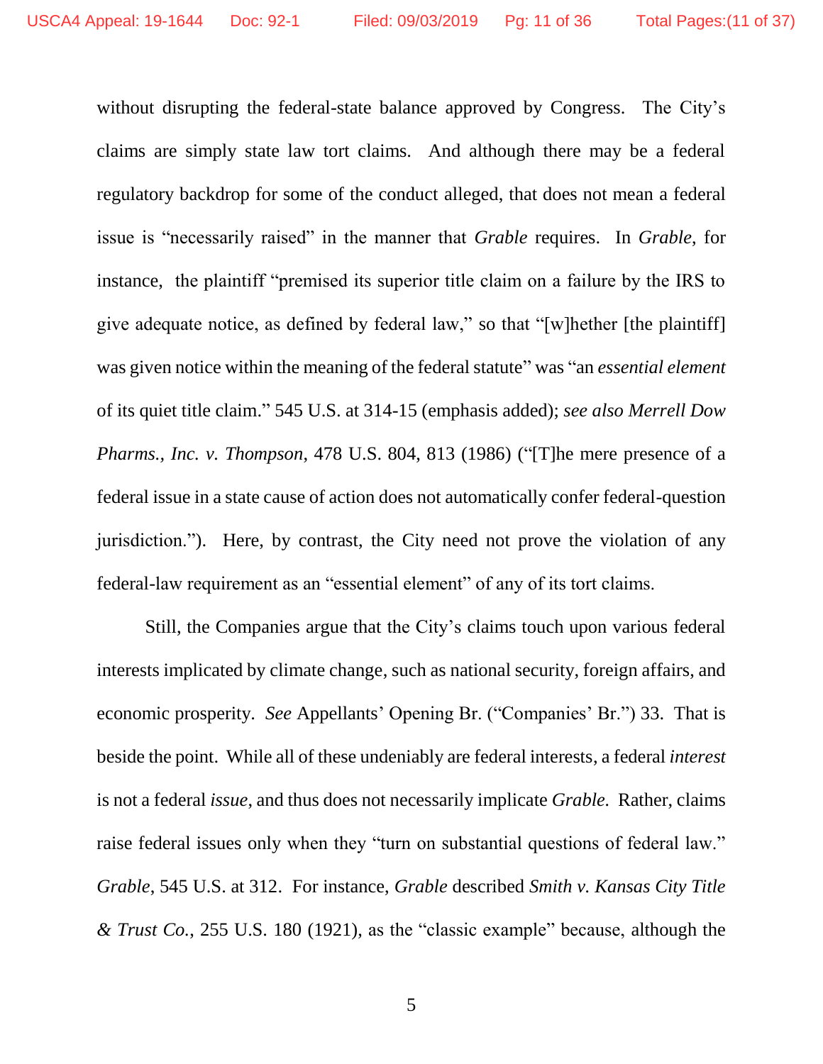without disrupting the federal-state balance approved by Congress. The City's claims are simply state law tort claims. And although there may be a federal regulatory backdrop for some of the conduct alleged, that does not mean a federal issue is "necessarily raised" in the manner that *Grable* requires. In *Grable*, for instance, the plaintiff "premised its superior title claim on a failure by the IRS to give adequate notice, as defined by federal law," so that "[w]hether [the plaintiff] was given notice within the meaning of the federal statute" was "an *essential element* of its quiet title claim." 545 U.S. at 314-15 (emphasis added); *see also Merrell Dow Pharms., Inc. v. Thompson*, 478 U.S. 804, 813 (1986) ("[T]he mere presence of a federal issue in a state cause of action does not automatically confer federal-question jurisdiction."). Here, by contrast, the City need not prove the violation of any federal-law requirement as an "essential element" of any of its tort claims.

Still, the Companies argue that the City's claims touch upon various federal interests implicated by climate change, such as national security, foreign affairs, and economic prosperity. *See* Appellants' Opening Br. ("Companies' Br.") 33. That is beside the point. While all of these undeniably are federal interests, a federal *interest* is not a federal *issue*, and thus does not necessarily implicate *Grable*. Rather, claims raise federal issues only when they "turn on substantial questions of federal law." *Grable*, 545 U.S. at 312. For instance, *Grable* described *Smith v. Kansas City Title & Trust Co.*, 255 U.S. 180 (1921), as the "classic example" because, although the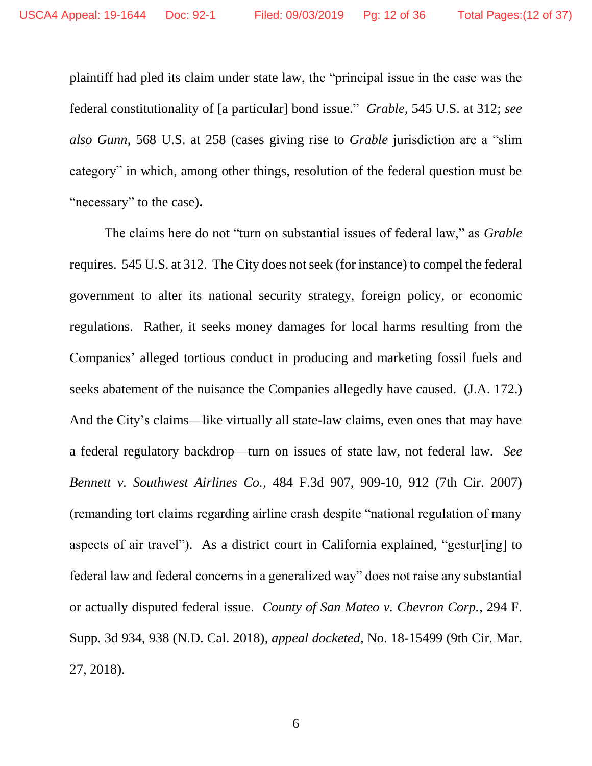plaintiff had pled its claim under state law, the "principal issue in the case was the federal constitutionality of [a particular] bond issue." *Grable*, 545 U.S. at 312; *see also Gunn*, 568 U.S. at 258 (cases giving rise to *Grable* jurisdiction are a "slim category" in which, among other things, resolution of the federal question must be "necessary" to the case)**.**

The claims here do not "turn on substantial issues of federal law," as *Grable* requires. 545 U.S. at 312. The City does not seek (for instance) to compel the federal government to alter its national security strategy, foreign policy, or economic regulations. Rather, it seeks money damages for local harms resulting from the Companies' alleged tortious conduct in producing and marketing fossil fuels and seeks abatement of the nuisance the Companies allegedly have caused. (J.A. 172.) And the City's claims—like virtually all state-law claims, even ones that may have a federal regulatory backdrop—turn on issues of state law, not federal law. *See Bennett v. Southwest Airlines Co.*, 484 F.3d 907, 909-10, 912 (7th Cir. 2007) (remanding tort claims regarding airline crash despite "national regulation of many aspects of air travel"). As a district court in California explained, "gestur[ing] to federal law and federal concerns in a generalized way" does not raise any substantial or actually disputed federal issue. *County of San Mateo v. Chevron Corp.*, 294 F. Supp. 3d 934, 938 (N.D. Cal. 2018), *appeal docketed*, No. 18-15499 (9th Cir. Mar. 27, 2018).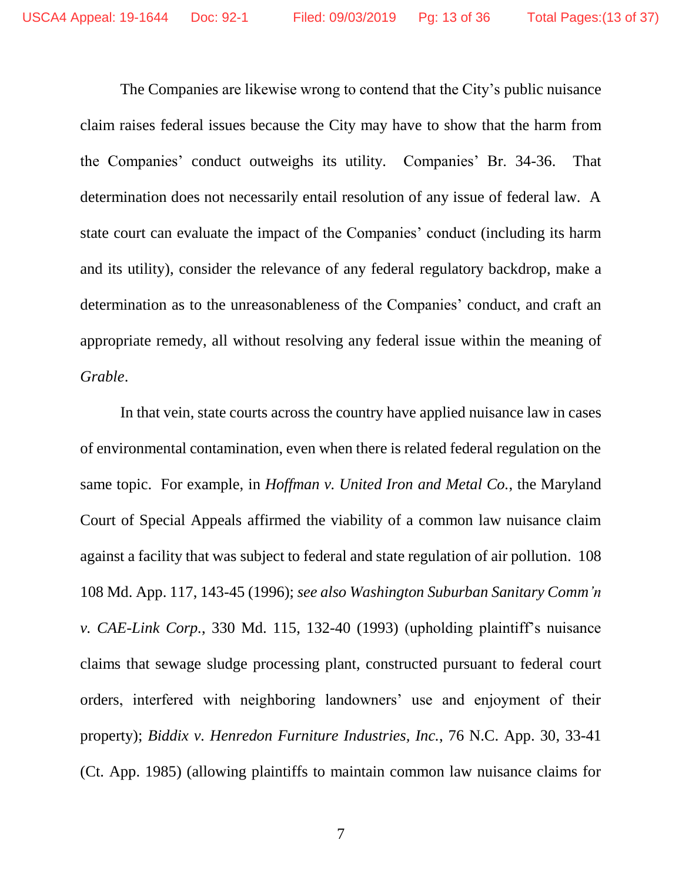The Companies are likewise wrong to contend that the City's public nuisance claim raises federal issues because the City may have to show that the harm from the Companies' conduct outweighs its utility. Companies' Br. 34-36. That determination does not necessarily entail resolution of any issue of federal law. A state court can evaluate the impact of the Companies' conduct (including its harm and its utility), consider the relevance of any federal regulatory backdrop, make a determination as to the unreasonableness of the Companies' conduct, and craft an appropriate remedy, all without resolving any federal issue within the meaning of *Grable*.

In that vein, state courts across the country have applied nuisance law in cases of environmental contamination, even when there is related federal regulation on the same topic. For example, in *Hoffman v. United Iron and Metal Co.*, the Maryland Court of Special Appeals affirmed the viability of a common law nuisance claim against a facility that was subject to federal and state regulation of air pollution. 108 108 Md. App. 117, 143-45 (1996); *see also Washington Suburban Sanitary Comm'n v. CAE-Link Corp.*, 330 Md. 115, 132-40 (1993) (upholding plaintiff's nuisance claims that sewage sludge processing plant, constructed pursuant to federal court orders, interfered with neighboring landowners' use and enjoyment of their property); *Biddix v. Henredon Furniture Industries, Inc.*, 76 N.C. App. 30, 33-41 (Ct. App. 1985) (allowing plaintiffs to maintain common law nuisance claims for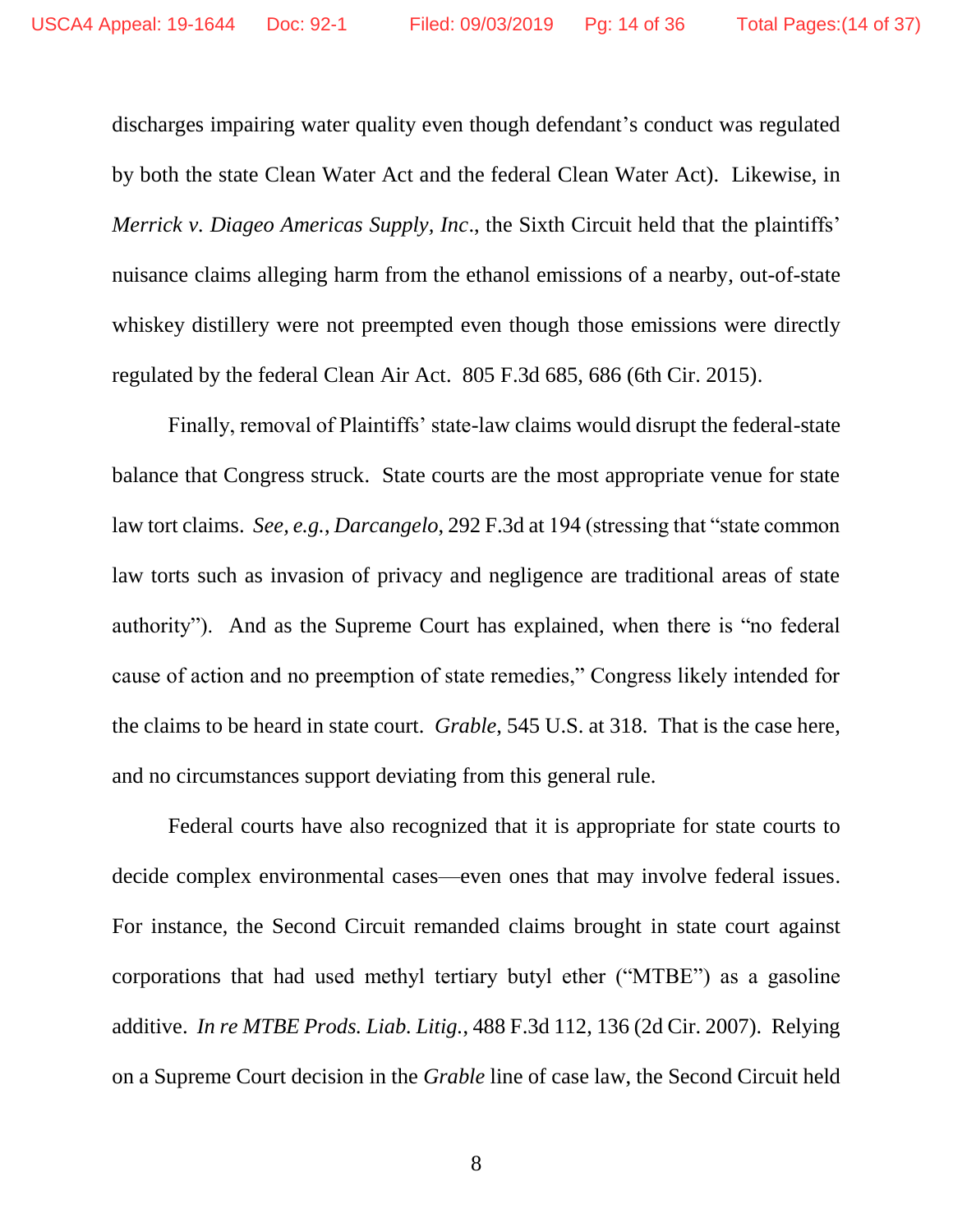discharges impairing water quality even though defendant's conduct was regulated by both the state Clean Water Act and the federal Clean Water Act). Likewise, in *Merrick v. Diageo Americas Supply, Inc*., the Sixth Circuit held that the plaintiffs' nuisance claims alleging harm from the ethanol emissions of a nearby, out-of-state whiskey distillery were not preempted even though those emissions were directly regulated by the federal Clean Air Act. 805 F.3d 685, 686 (6th Cir. 2015).

Finally, removal of Plaintiffs' state-law claims would disrupt the federal-state balance that Congress struck. State courts are the most appropriate venue for state law tort claims. *See, e.g.*, *Darcangelo*, 292 F.3d at 194 (stressing that "state common law torts such as invasion of privacy and negligence are traditional areas of state authority"). And as the Supreme Court has explained, when there is "no federal cause of action and no preemption of state remedies," Congress likely intended for the claims to be heard in state court. *Grable*, 545 U.S. at 318. That is the case here, and no circumstances support deviating from this general rule.

Federal courts have also recognized that it is appropriate for state courts to decide complex environmental cases—even ones that may involve federal issues. For instance, the Second Circuit remanded claims brought in state court against corporations that had used methyl tertiary butyl ether ("MTBE") as a gasoline additive. *In re MTBE Prods. Liab. Litig.*, 488 F.3d 112, 136 (2d Cir. 2007). Relying on a Supreme Court decision in the *Grable* line of case law, the Second Circuit held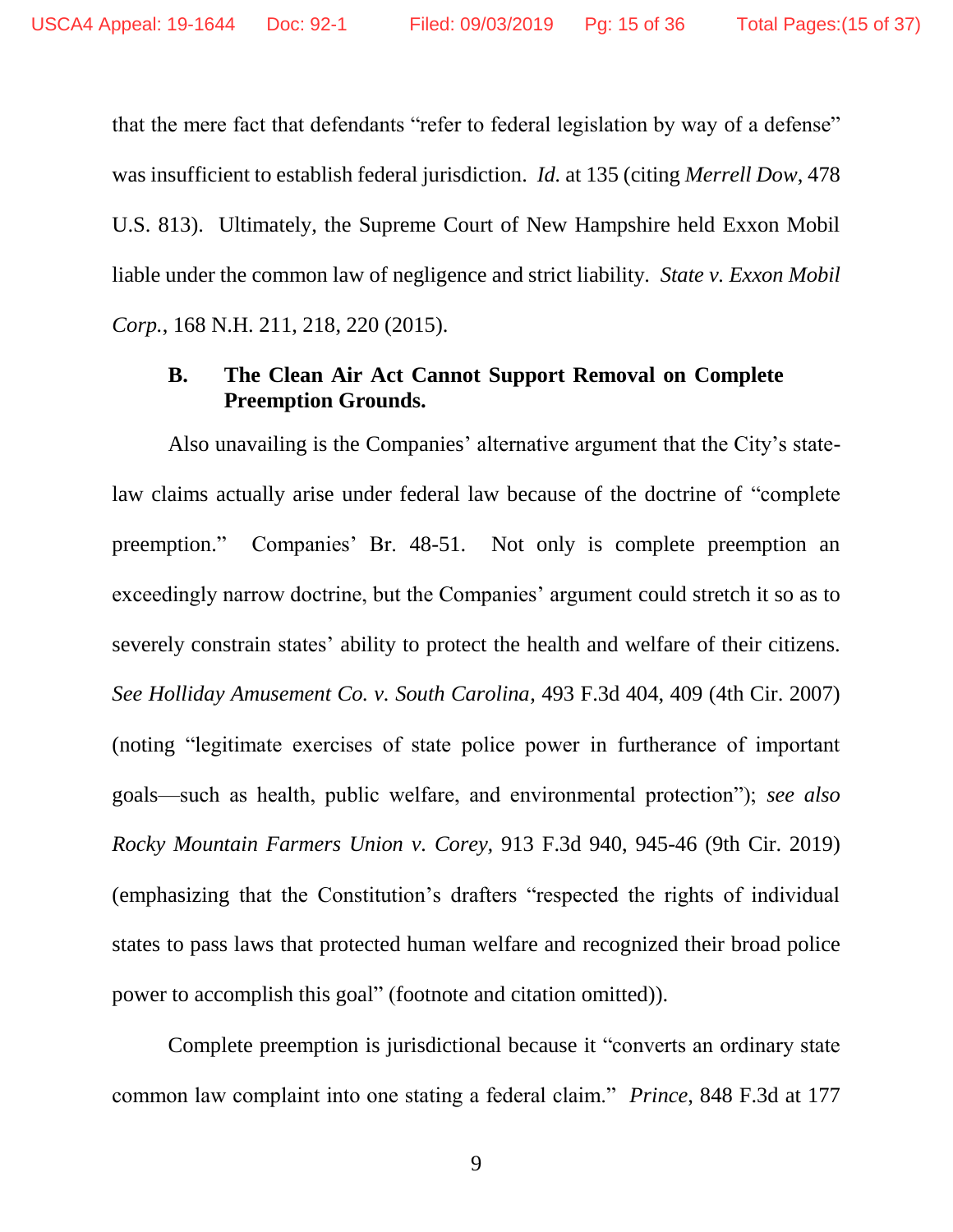that the mere fact that defendants "refer to federal legislation by way of a defense" was insufficient to establish federal jurisdiction. *Id.* at 135 (citing *Merrell Dow*, 478 U.S. 813). Ultimately, the Supreme Court of New Hampshire held Exxon Mobil liable under the common law of negligence and strict liability. *State v. Exxon Mobil Corp.*, 168 N.H. 211, 218, 220 (2015).

### B. The Clean Air Act Cannot Support Removal on Complete Preemption Grounds.

Also unavailing is the Companies' alternative argument that the City's state-law claims actually arise under federal law because of the doctrine of "complete preemption." Companies' Br. 48-51. Not only is complete preemption an exceedingly narrow doctrine, but the Companies' argument could stretch it so as to severely constrain states' ability to protect the health and welfare of their citizens. *See Holliday Amusement Co. v. South Carolina*, 493 F.3d 404, 409 (4th Cir. 2007) (noting "legitimate exercises of state police power in furtherance of important goals—such as health, public welfare, and environmental protection"); *see also Rocky Mountain Farmers Union v. Corey*, 913 F.3d 940, 945-46 (9th Cir. 2019) (emphasizing that the Constitution's drafters "respected the rights of individual states to pass laws that protected human welfare and recognized their broad police power to accomplish this goal" (footnote and citation omitted)).

Complete preemption is jurisdictional because it "converts an ordinary state common law complaint into one stating a federal claim." *Prince*, 848 F.3d at 177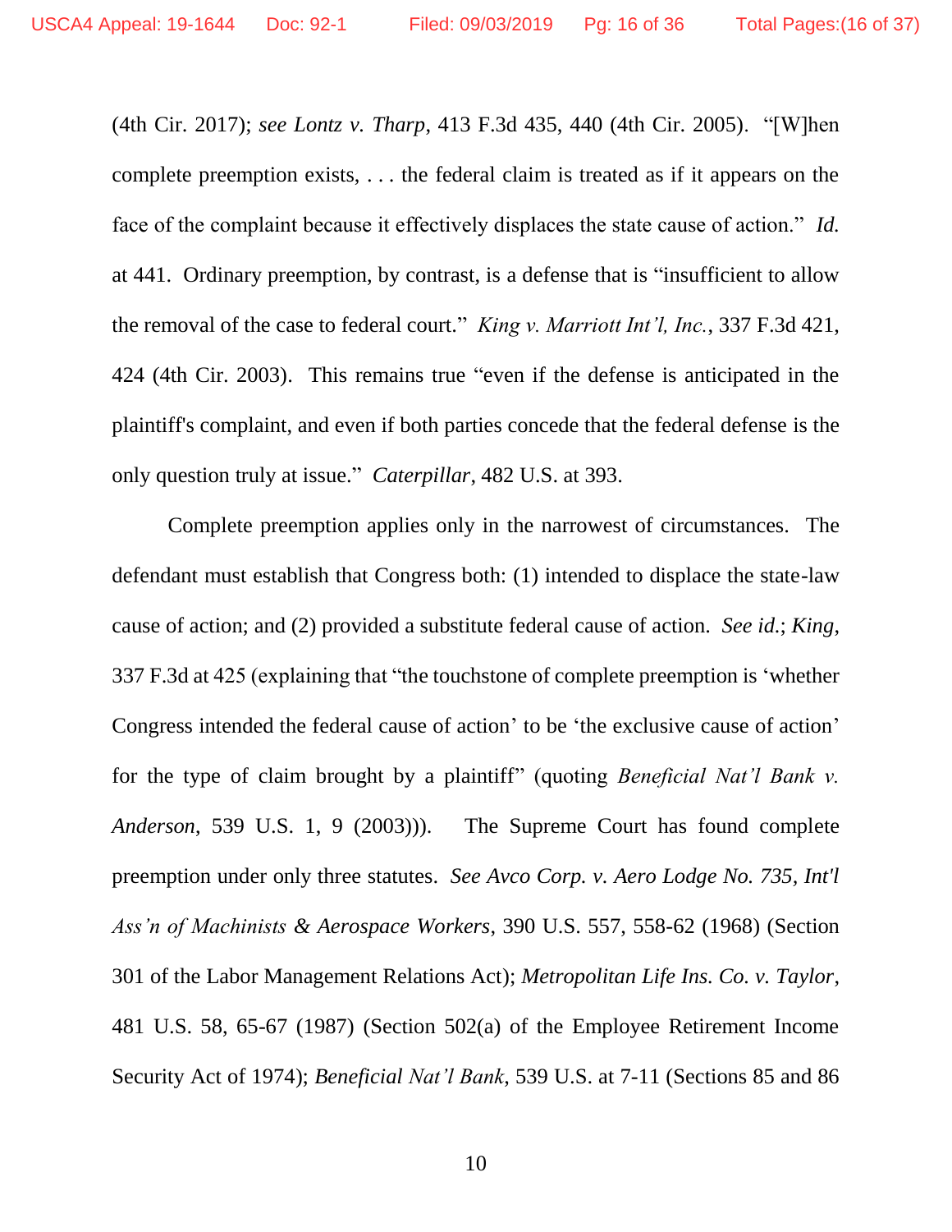(4th Cir. 2017); *see Lontz v. Tharp*, 413 F.3d 435, 440 (4th Cir. 2005). "[W]hen complete preemption exists, . . . the federal claim is treated as if it appears on the face of the complaint because it effectively displaces the state cause of action." *Id.* at 441. Ordinary preemption, by contrast, is a defense that is "insufficient to allow the removal of the case to federal court." *King v. Marriott Int'l, Inc.*, 337 F.3d 421, 424 (4th Cir. 2003). This remains true "even if the defense is anticipated in the plaintiff's complaint, and even if both parties concede that the federal defense is the only question truly at issue." *Caterpillar*, 482 U.S. at 393.

Complete preemption applies only in the narrowest of circumstances. The defendant must establish that Congress both: (1) intended to displace the state-law cause of action; and (2) provided a substitute federal cause of action. *See id.*; *King*, 337 F.3d at 425 (explaining that "the touchstone of complete preemption is 'whether Congress intended the federal cause of action' to be 'the exclusive cause of action' for the type of claim brought by a plaintiff" (quoting *Beneficial Nat'l Bank v. Anderson*, 539 U.S. 1, 9 (2003))). The Supreme Court has found complete preemption under only three statutes. *See Avco Corp. v. Aero Lodge No. 735, Int'l Ass'n of Machinists & Aerospace Workers*, 390 U.S. 557, 558-62 (1968) (Section 301 of the Labor Management Relations Act); *Metropolitan Life Ins. Co. v. Taylor*, 481 U.S. 58, 65-67 (1987) (Section 502(a) of the Employee Retirement Income Security Act of 1974); *Beneficial Nat'l Bank*, 539 U.S. at 7-11 (Sections 85 and 86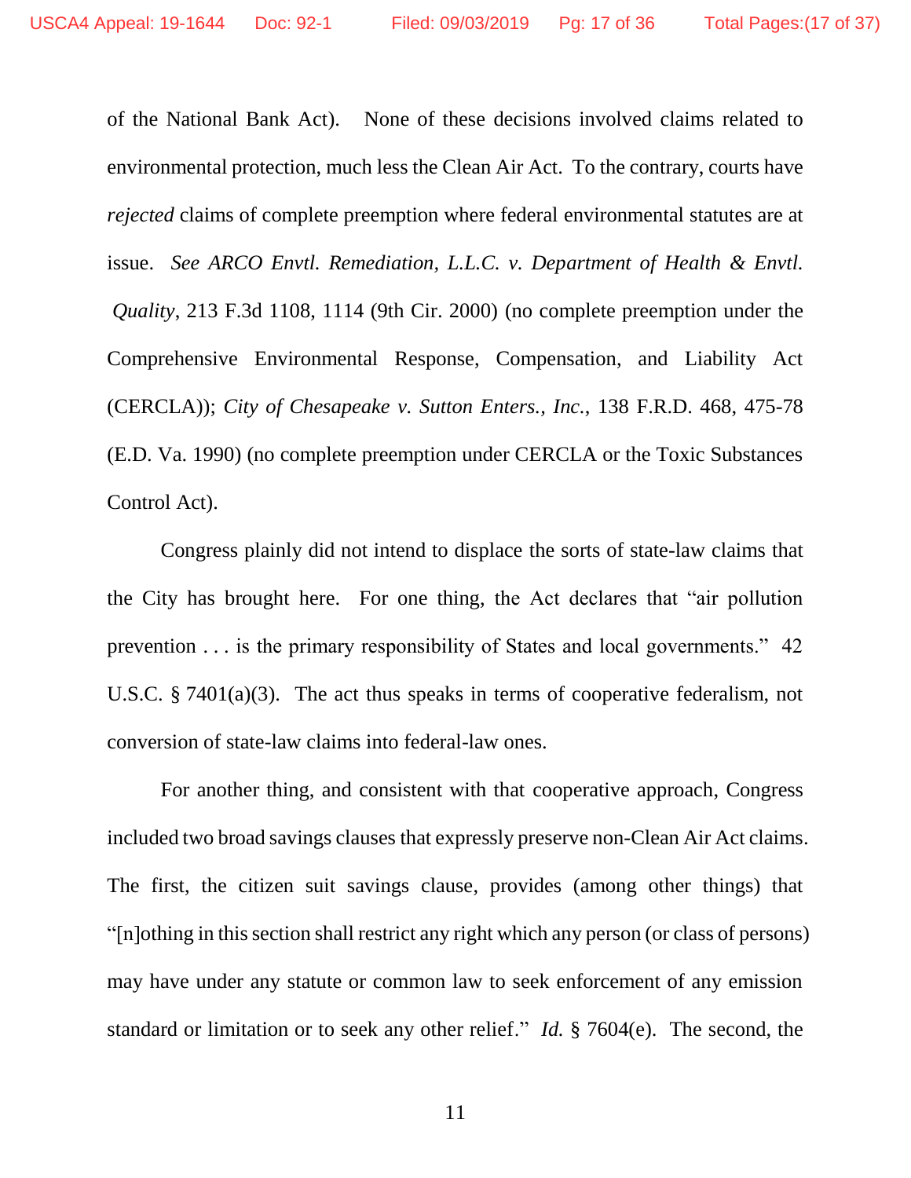of the National Bank Act). None of these decisions involved claims related to environmental protection, much less the Clean Air Act. To the contrary, courts have *rejected* claims of complete preemption where federal environmental statutes are at issue. *See ARCO Envtl. Remediation, L.L.C. v. Department of Health & Envtl. Quality*, 213 F.3d 1108, 1114 (9th Cir. 2000) (no complete preemption under the Comprehensive Environmental Response, Compensation, and Liability Act (CERCLA)); *City of Chesapeake v. Sutton Enters., Inc.*, 138 F.R.D. 468, 475-78 (E.D. Va. 1990) (no complete preemption under CERCLA or the Toxic Substances Control Act).

Congress plainly did not intend to displace the sorts of state-law claims that the City has brought here. For one thing, the Act declares that "air pollution prevention . . . is the primary responsibility of States and local governments." 42 U.S.C. § 7401(a)(3). The act thus speaks in terms of cooperative federalism, not conversion of state-law claims into federal-law ones.

For another thing, and consistent with that cooperative approach, Congress included two broad savings clauses that expressly preserve non-Clean Air Act claims. The first, the citizen suit savings clause, provides (among other things) that "[n]othing in this section shall restrict any right which any person (or class of persons) may have under any statute or common law to seek enforcement of any emission standard or limitation or to seek any other relief." *Id.* § 7604(e). The second, the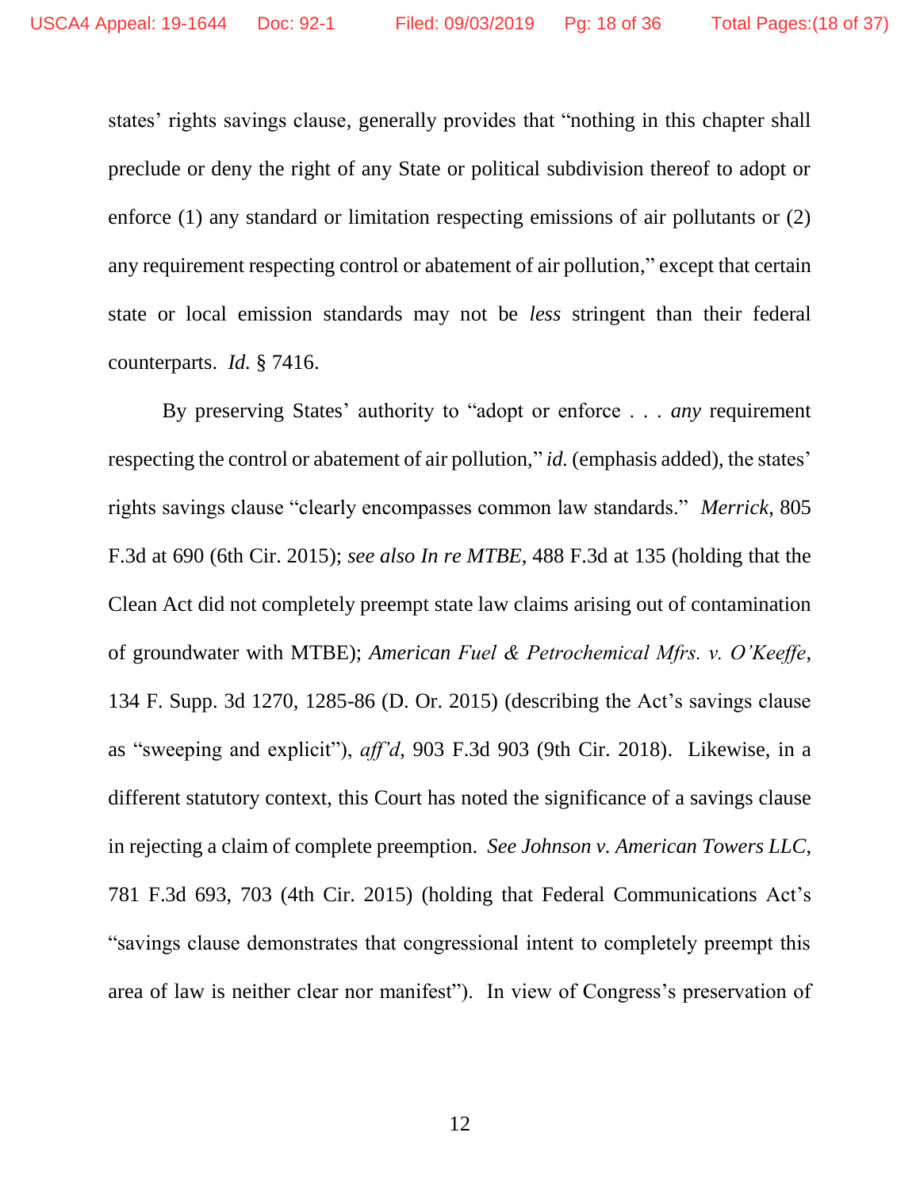states' rights savings clause, generally provides that "nothing in this chapter shall preclude or deny the right of any State or political subdivision thereof to adopt or enforce (1) any standard or limitation respecting emissions of air pollutants or (2) any requirement respecting control or abatement of air pollution," except that certain state or local emission standards may not be *less* stringent than their federal counterparts. *Id.* § 7416.

By preserving States' authority to "adopt or enforce . . . *any* requirement respecting the control or abatement of air pollution," *id.* (emphasis added), the states' rights savings clause "clearly encompasses common law standards." *Merrick*, 805 F.3d at 690 (6th Cir. 2015); *see also In re MTBE*, 488 F.3d at 135 (holding that the Clean Act did not completely preempt state law claims arising out of contamination of groundwater with MTBE); *American Fuel & Petrochemical Mfrs. v. O'Keeffe*, 134 F. Supp. 3d 1270, 1285-86 (D. Or. 2015) (describing the Act's savings clause as "sweeping and explicit"), *aff'd*, 903 F.3d 903 (9th Cir. 2018). Likewise, in a different statutory context, this Court has noted the significance of a savings clause in rejecting a claim of complete preemption. *See Johnson v. American Towers LLC*, 781 F.3d 693, 703 (4th Cir. 2015) (holding that Federal Communications Act's "savings clause demonstrates that congressional intent to completely preempt this area of law is neither clear nor manifest"). In view of Congress's preservation of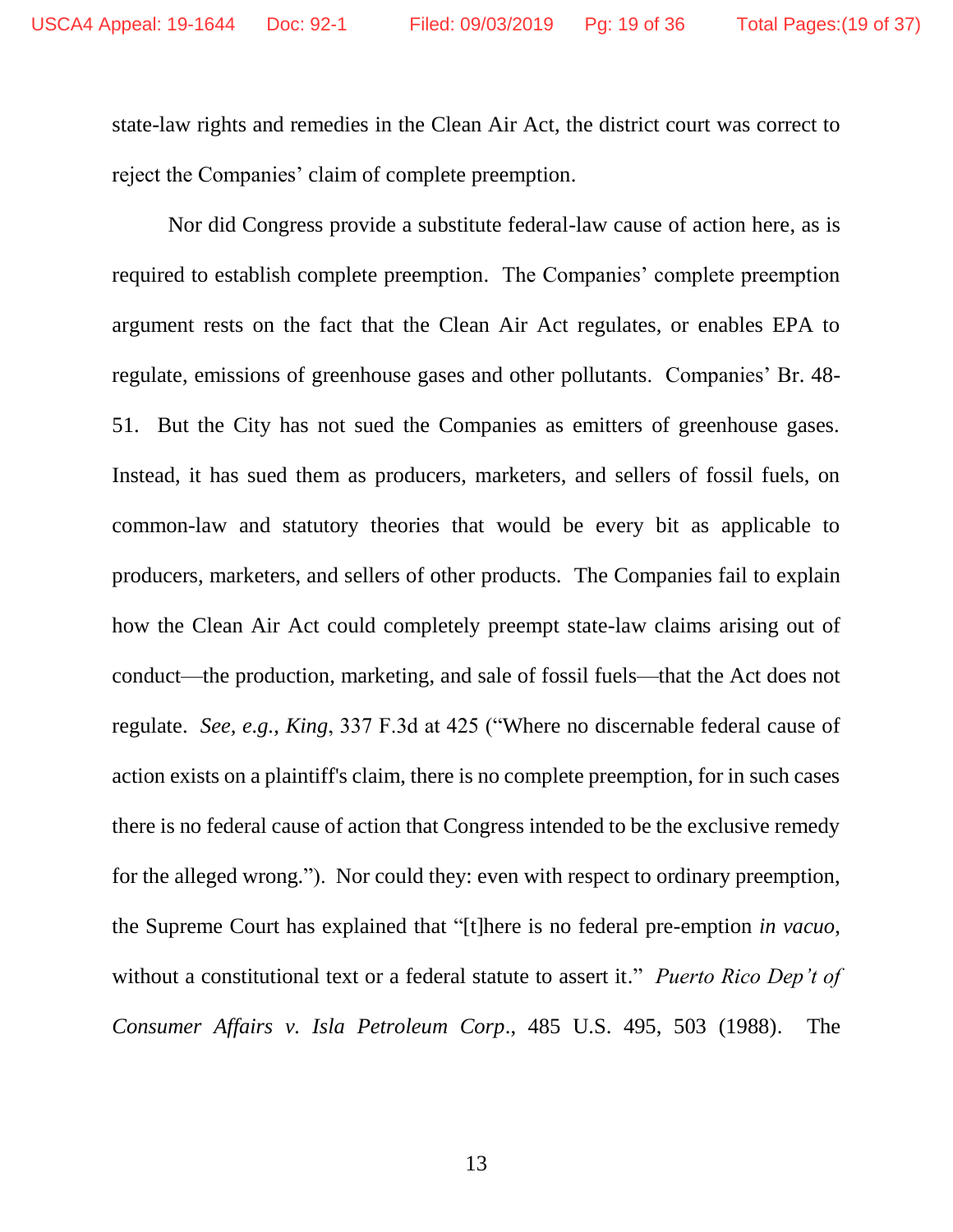state-law rights and remedies in the Clean Air Act, the district court was correct to reject the Companies' claim of complete preemption.

Nor did Congress provide a substitute federal-law cause of action here, as is required to establish complete preemption. The Companies' complete preemption argument rests on the fact that the Clean Air Act regulates, or enables EPA to regulate, emissions of greenhouse gases and other pollutants. Companies' Br. 48-51. But the City has not sued the Companies as emitters of greenhouse gases. Instead, it has sued them as producers, marketers, and sellers of fossil fuels, on common-law and statutory theories that would be every bit as applicable to producers, marketers, and sellers of other products. The Companies fail to explain how the Clean Air Act could completely preempt state-law claims arising out of conduct—the production, marketing, and sale of fossil fuels—that the Act does not regulate. *See, e.g.*, *King*, 337 F.3d at 425 ("Where no discernable federal cause of action exists on a plaintiff's claim, there is no complete preemption, for in such cases there is no federal cause of action that Congress intended to be the exclusive remedy for the alleged wrong."). Nor could they: even with respect to ordinary preemption, the Supreme Court has explained that "[t]here is no federal pre-emption *in vacuo*, without a constitutional text or a federal statute to assert it." *Puerto Rico Dep't of Consumer Affairs v. Isla Petroleum Corp.*, 485 U.S. 495, 503 (1988). The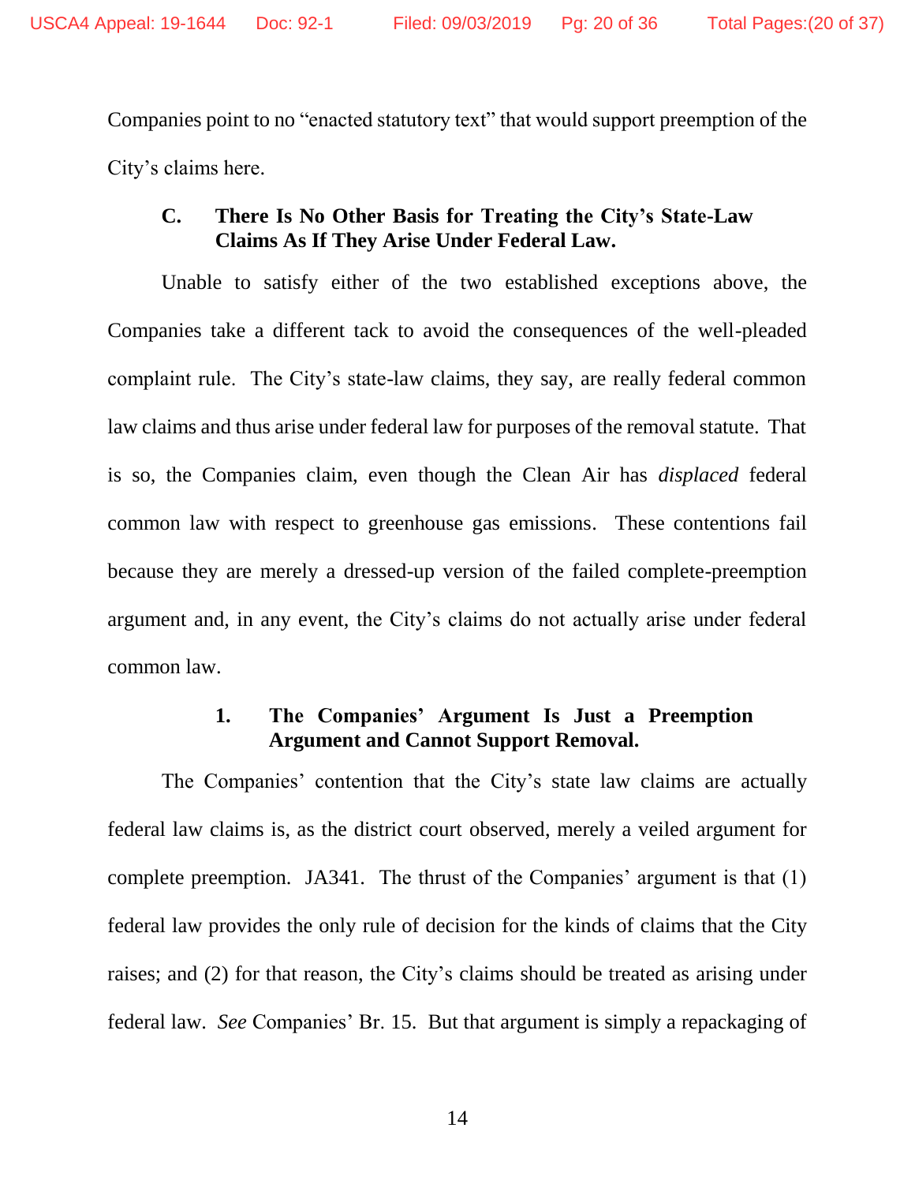Companies point to no "enacted statutory text" that would support preemption of the City's claims here.

### C. There Is No Other Basis for Treating the City's State-Law Claims As If They Arise Under Federal Law.

Unable to satisfy either of the two established exceptions above, the Companies take a different tack to avoid the consequences of the well-pleaded complaint rule. The City's state-law claims, they say, are really federal common law claims and thus arise under federal law for purposes of the removal statute. That is so, the Companies claim, even though the Clean Air has *displaced* federal common law with respect to greenhouse gas emissions. These contentions fail because they are merely a dressed-up version of the failed complete-preemption argument and, in any event, the City's claims do not actually arise under federal common law.

#### 1. The Companies' Argument Is Just a Preemption Argument and Cannot Support Removal.

The Companies' contention that the City's state law claims are actually federal law claims is, as the district court observed, merely a veiled argument for complete preemption. JA341. The thrust of the Companies' argument is that (1) federal law provides the only rule of decision for the kinds of claims that the City raises; and (2) for that reason, the City's claims should be treated as arising under federal law. *See* Companies' Br. 15. But that argument is simply a repackaging of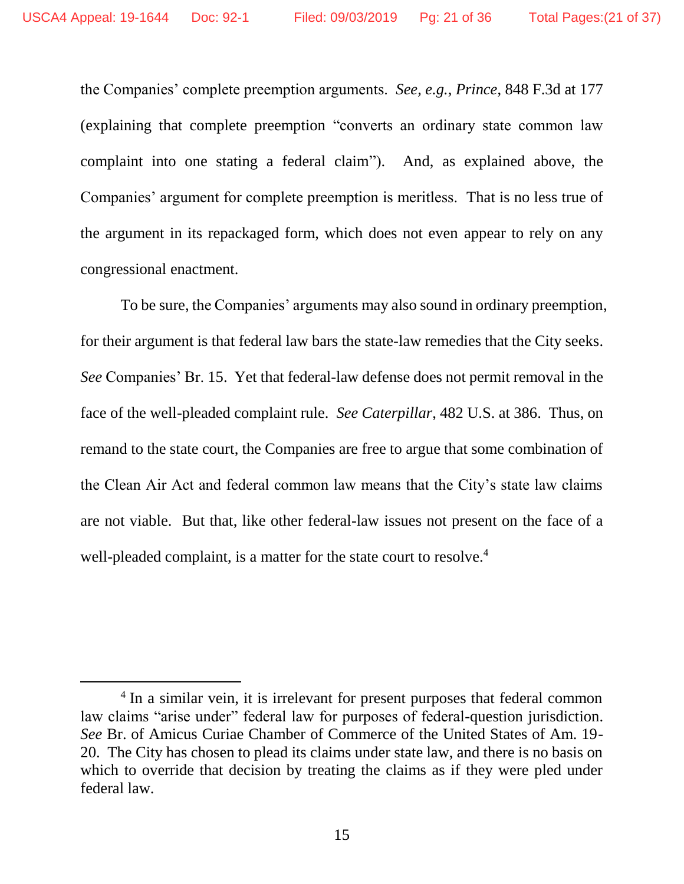the Companies' complete preemption arguments. *See, e.g.*, *Prince*, 848 F.3d at 177 (explaining that complete preemption "converts an ordinary state common law complaint into one stating a federal claim"). And, as explained above, the Companies' argument for complete preemption is meritless. That is no less true of the argument in its repackaged form, which does not even appear to rely on any congressional enactment.

To be sure, the Companies' arguments may also sound in ordinary preemption, for their argument is that federal law bars the state-law remedies that the City seeks. *See* Companies' Br. 15. Yet that federal-law defense does not permit removal in the face of the well-pleaded complaint rule. *See Caterpillar*, 482 U.S. at 386. Thus, on remand to the state court, the Companies are free to argue that some combination of the Clean Air Act and federal common law means that the City's state law claims are not viable. But that, like other federal-law issues not present on the face of a well-pleaded complaint, is a matter for the state court to resolve.[4]

---

[4] In a similar vein, it is irrelevant for present purposes that federal common law claims "arise under" federal law for purposes of federal-question jurisdiction. *See* Br. of Amicus Curiae Chamber of Commerce of the United States of Am. 19-20. The City has chosen to plead its claims under state law, and there is no basis on which to override that decision by treating the claims as if they were pled under federal law.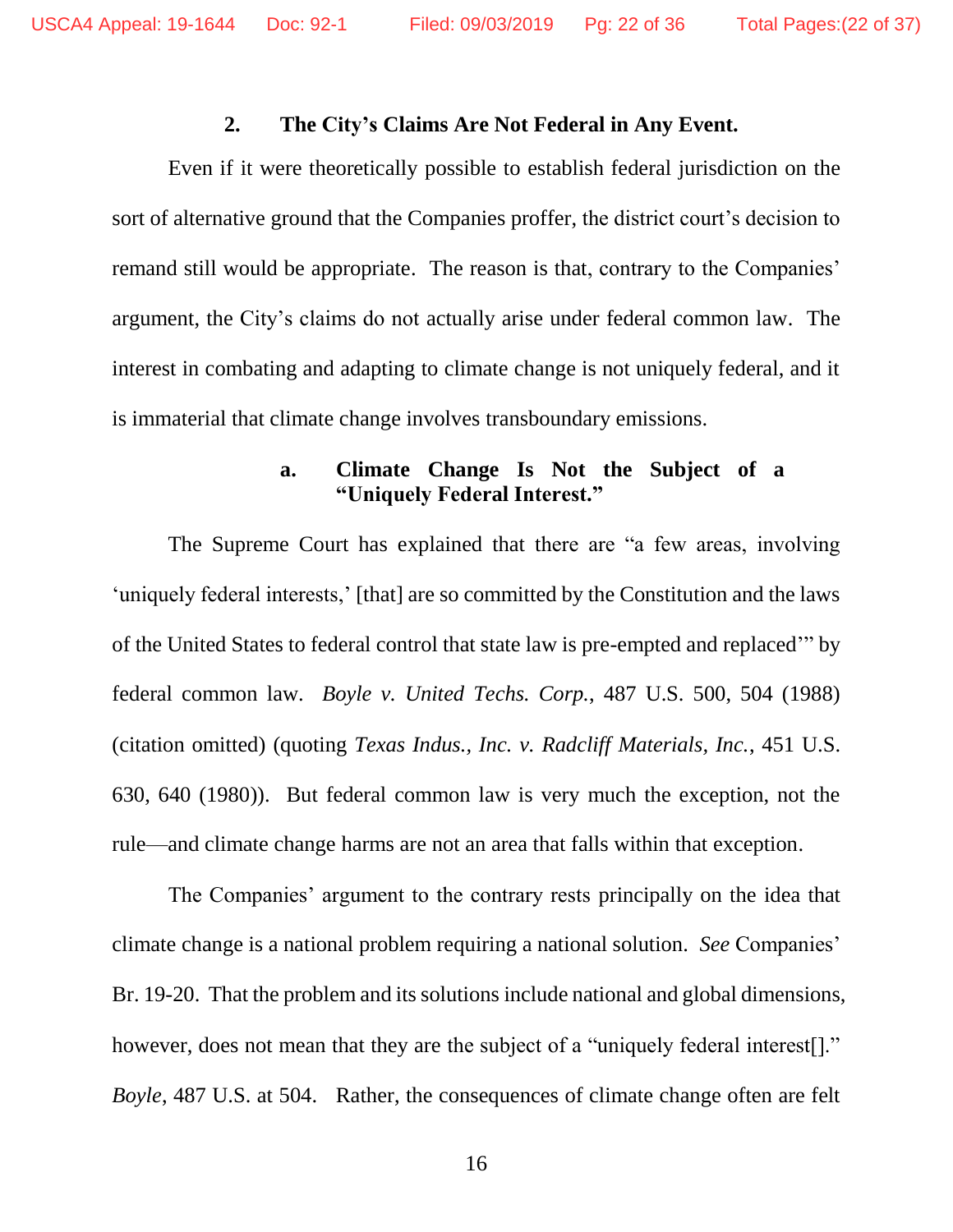### 2. The City's Claims Are Not Federal in Any Event.

Even if it were theoretically possible to establish federal jurisdiction on the sort of alternative ground that the Companies proffer, the district court's decision to remand still would be appropriate. The reason is that, contrary to the Companies' argument, the City's claims do not actually arise under federal common law. The interest in combating and adapting to climate change is not uniquely federal, and it is immaterial that climate change involves transboundary emissions.

#### a. Climate Change Is Not the Subject of a "Uniquely Federal Interest."

The Supreme Court has explained that there are "a few areas, involving 'uniquely federal interests,' [that] are so committed by the Constitution and the laws of the United States to federal control that state law is pre-empted and replaced'" by federal common law. *Boyle v. United Techs. Corp.*, 487 U.S. 500, 504 (1988) (citation omitted) (quoting *Texas Indus., Inc. v. Radcliff Materials, Inc.*, 451 U.S. 630, 640 (1980)). But federal common law is very much the exception, not the rule—and climate change harms are not an area that falls within that exception.

The Companies' argument to the contrary rests principally on the idea that climate change is a national problem requiring a national solution. *See* Companies' Br. 19-20. That the problem and its solutions include national and global dimensions, however, does not mean that they are the subject of a "uniquely federal interest[]." *Boyle*, 487 U.S. at 504. Rather, the consequences of climate change often are felt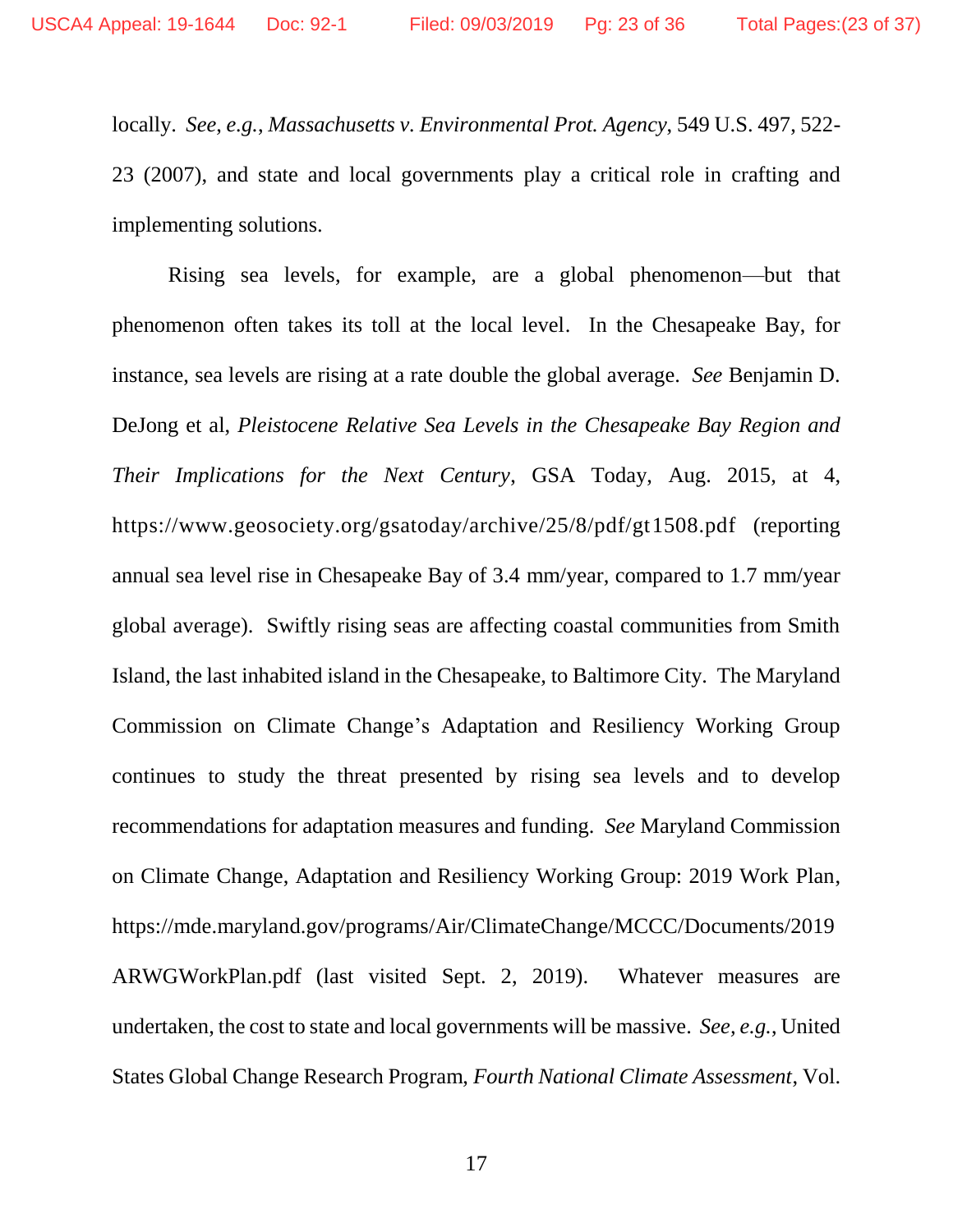locally. *See, e.g.*, *Massachusetts v. Environmental Prot. Agency*, 549 U.S. 497, 522-23 (2007), and state and local governments play a critical role in crafting and implementing solutions.

Rising sea levels, for example, are a global phenomenon—but that phenomenon often takes its toll at the local level. In the Chesapeake Bay, for instance, sea levels are rising at a rate double the global average. *See* Benjamin D. DeJong et al, *Pleistocene Relative Sea Levels in the Chesapeake Bay Region and Their Implications for the Next Century*, GSA Today, Aug. 2015, at 4, https://www.geosociety.org/gsatoday/archive/25/8/pdf/gt1508.pdf (reporting annual sea level rise in Chesapeake Bay of 3.4 mm/year, compared to 1.7 mm/year global average). Swiftly rising seas are affecting coastal communities from Smith Island, the last inhabited island in the Chesapeake, to Baltimore City. The Maryland Commission on Climate Change's Adaptation and Resiliency Working Group continues to study the threat presented by rising sea levels and to develop recommendations for adaptation measures and funding. *See* Maryland Commission on Climate Change, Adaptation and Resiliency Working Group: 2019 Work Plan, https://mde.maryland.gov/programs/Air/ClimateChange/MCCC/Documents/2019ARWGWorkPlan.pdf (last visited Sept. 2, 2019). Whatever measures are undertaken, the cost to state and local governments will be massive. *See, e.g.*, United States Global Change Research Program, *Fourth National Climate Assessment*, Vol.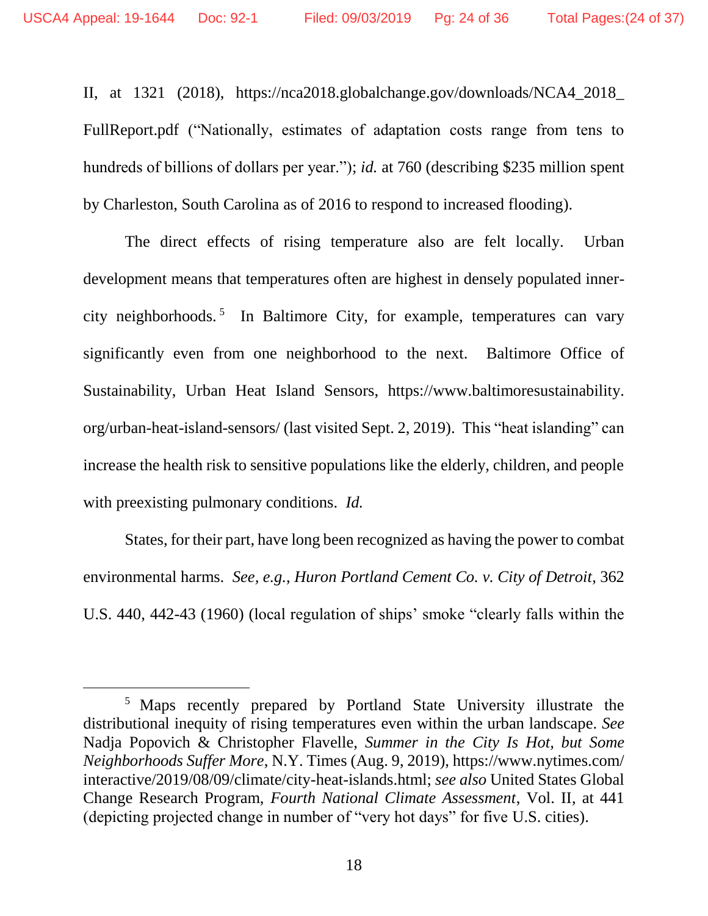II, at 1321 (2018), https://nca2018.globalchange.gov/downloads/NCA4_2018_FullReport.pdf ("Nationally, estimates of adaptation costs range from tens to hundreds of billions of dollars per year."); *id.* at 760 (describing $235 million spent by Charleston, South Carolina as of 2016 to respond to increased flooding).

The direct effects of rising temperature also are felt locally. Urban development means that temperatures often are highest in densely populated inner-city neighborhoods.[5] In Baltimore City, for example, temperatures can vary significantly even from one neighborhood to the next. Baltimore Office of Sustainability, Urban Heat Island Sensors, https://www.baltimoresustainability.org/urban-heat-island-sensors/ (last visited Sept. 2, 2019). This "heat islanding" can increase the health risk to sensitive populations like the elderly, children, and people with preexisting pulmonary conditions. *Id.*

States, for their part, have long been recognized as having the power to combat environmental harms. *See, e.g.*, *Huron Portland Cement Co. v. City of Detroit*, 362 U.S. 440, 442-43 (1960) (local regulation of ships' smoke "clearly falls within the

---

[5] Maps recently prepared by Portland State University illustrate the distributional inequity of rising temperatures even within the urban landscape. *See* Nadja Popovich & Christopher Flavelle, *Summer in the City Is Hot, but Some Neighborhoods Suffer More*, N.Y. Times (Aug. 9, 2019), https://www.nytimes.com/interactive/2019/08/09/climate/city-heat-islands.html; *see also* United States Global Change Research Program, *Fourth National Climate Assessment*, Vol. II, at 441 (depicting projected change in number of "very hot days" for five U.S. cities).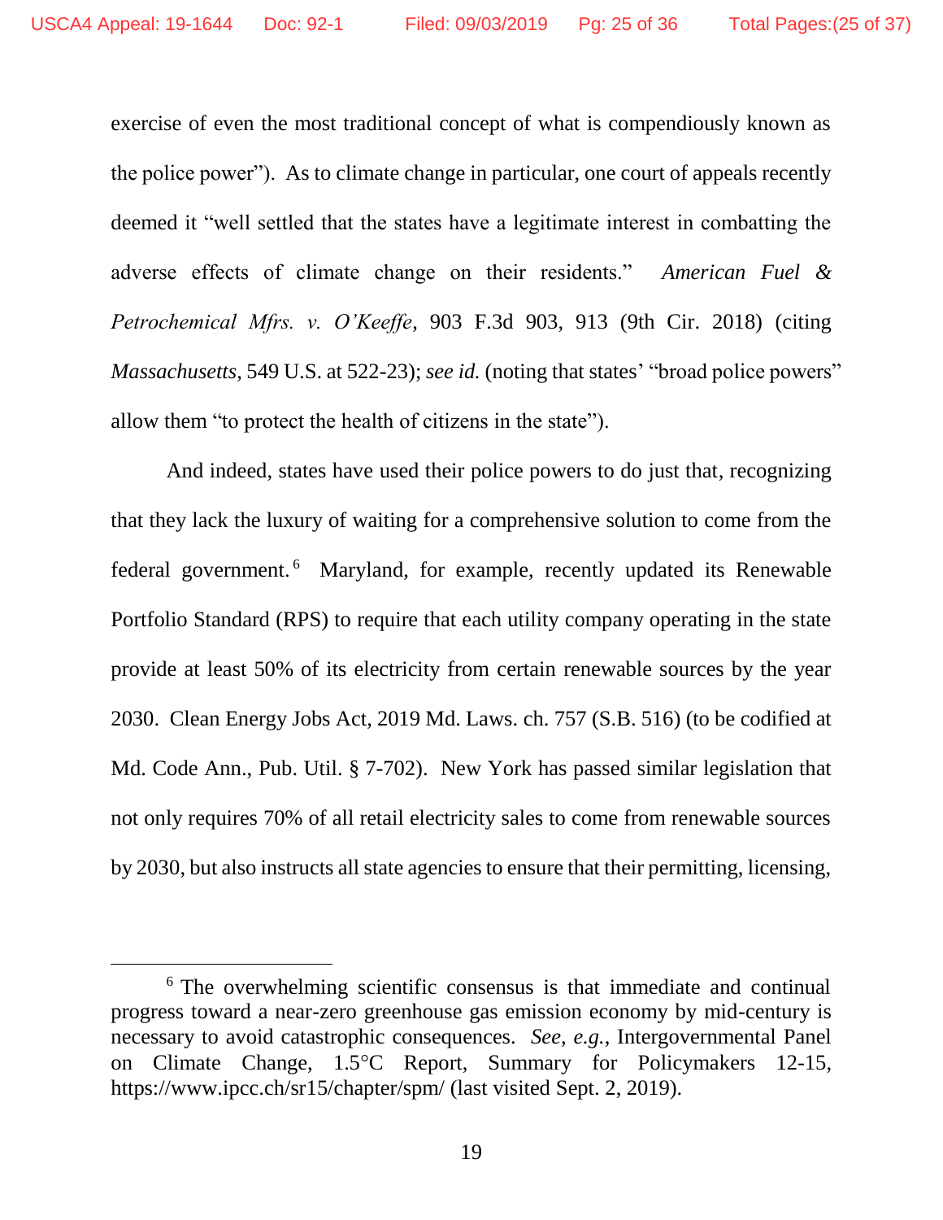exercise of even the most traditional concept of what is compendiously known as the police power"). As to climate change in particular, one court of appeals recently deemed it "well settled that the states have a legitimate interest in combatting the adverse effects of climate change on their residents." *American Fuel & Petrochemical Mfrs. v. O'Keeffe*, 903 F.3d 903, 913 (9th Cir. 2018) (citing *Massachusetts*, 549 U.S. at 522-23); *see id.* (noting that states' "broad police powers" allow them "to protect the health of citizens in the state").

And indeed, states have used their police powers to do just that, recognizing that they lack the luxury of waiting for a comprehensive solution to come from the federal government.[6] Maryland, for example, recently updated its Renewable Portfolio Standard (RPS) to require that each utility company operating in the state provide at least 50% of its electricity from certain renewable sources by the year 2030. Clean Energy Jobs Act, 2019 Md. Laws. ch. 757 (S.B. 516) (to be codified at Md. Code Ann., Pub. Util. § 7-702). New York has passed similar legislation that not only requires 70% of all retail electricity sales to come from renewable sources by 2030, but also instructs all state agencies to ensure that their permitting, licensing,

---

[6] The overwhelming scientific consensus is that immediate and continual progress toward a near-zero greenhouse gas emission economy by mid-century is necessary to avoid catastrophic consequences. *See, e.g.*, Intergovernmental Panel on Climate Change, 1.5°C Report, Summary for Policymakers 12-15, https://www.ipcc.ch/sr15/chapter/spm/ (last visited Sept. 2, 2019).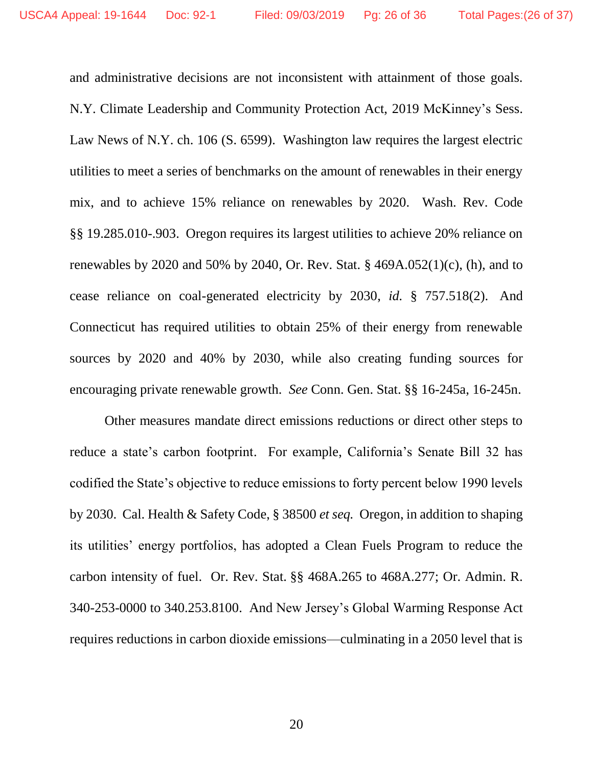and administrative decisions are not inconsistent with attainment of those goals. N.Y. Climate Leadership and Community Protection Act, 2019 McKinney's Sess. Law News of N.Y. ch. 106 (S. 6599). Washington law requires the largest electric utilities to meet a series of benchmarks on the amount of renewables in their energy mix, and to achieve 15% reliance on renewables by 2020. Wash. Rev. Code §§ 19.285.010-.903. Oregon requires its largest utilities to achieve 20% reliance on renewables by 2020 and 50% by 2040, Or. Rev. Stat. § 469A.052(1)(c), (h), and to cease reliance on coal-generated electricity by 2030, *id.* § 757.518(2). And Connecticut has required utilities to obtain 25% of their energy from renewable sources by 2020 and 40% by 2030, while also creating funding sources for encouraging private renewable growth. *See* Conn. Gen. Stat. §§ 16-245a, 16-245n.

Other measures mandate direct emissions reductions or direct other steps to reduce a state's carbon footprint. For example, California's Senate Bill 32 has codified the State's objective to reduce emissions to forty percent below 1990 levels by 2030. Cal. Health & Safety Code, § 38500 *et seq.* Oregon, in addition to shaping its utilities' energy portfolios, has adopted a Clean Fuels Program to reduce the carbon intensity of fuel. Or. Rev. Stat. §§ 468A.265 to 468A.277; Or. Admin. R. 340-253-0000 to 340.253.8100. And New Jersey's Global Warming Response Act requires reductions in carbon dioxide emissions—culminating in a 2050 level that is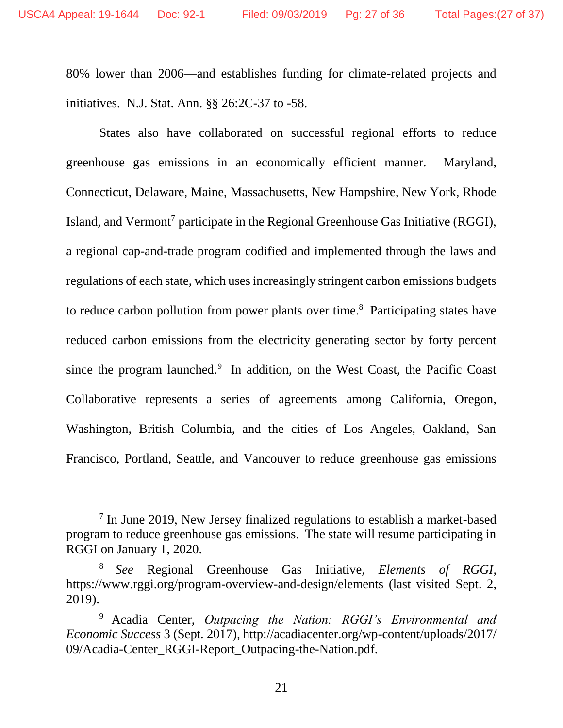80% lower than 2006—and establishes funding for climate-related projects and initiatives. N.J. Stat. Ann. §§ 26:2C-37 to -58.

States also have collaborated on successful regional efforts to reduce greenhouse gas emissions in an economically efficient manner. Maryland, Connecticut, Delaware, Maine, Massachusetts, New Hampshire, New York, Rhode Island, and Vermont[7] participate in the Regional Greenhouse Gas Initiative (RGGI), a regional cap-and-trade program codified and implemented through the laws and regulations of each state, which uses increasingly stringent carbon emissions budgets to reduce carbon pollution from power plants over time.[8] Participating states have reduced carbon emissions from the electricity generating sector by forty percent since the program launched.[9] In addition, on the West Coast, the Pacific Coast Collaborative represents a series of agreements among California, Oregon, Washington, British Columbia, and the cities of Los Angeles, Oakland, San Francisco, Portland, Seattle, and Vancouver to reduce greenhouse gas emissions

---

[7] In June 2019, New Jersey finalized regulations to establish a market-based program to reduce greenhouse gas emissions. The state will resume participating in RGGI on January 1, 2020.

[8] *See* Regional Greenhouse Gas Initiative, *Elements of RGGI*, https://www.rggi.org/program-overview-and-design/elements (last visited Sept. 2, 2019).

[9] Acadia Center, *Outpacing the Nation: RGGI's Environmental and Economic Success* 3 (Sept. 2017), http://acadiacenter.org/wp-content/uploads/2017/09/Acadia-Center_RGGI-Report_Outpacing-the-Nation.pdf.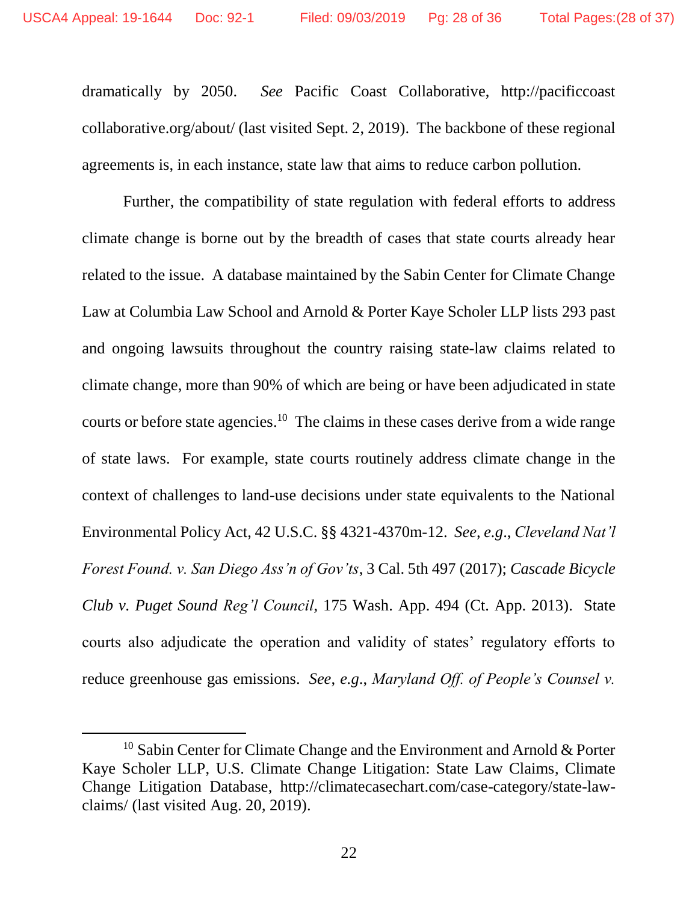dramatically by 2050. *See* Pacific Coast Collaborative, http://pacificcoast collaborative.org/about/ (last visited Sept. 2, 2019). The backbone of these regional agreements is, in each instance, state law that aims to reduce carbon pollution.

Further, the compatibility of state regulation with federal efforts to address climate change is borne out by the breadth of cases that state courts already hear related to the issue. A database maintained by the Sabin Center for Climate Change Law at Columbia Law School and Arnold & Porter Kaye Scholer LLP lists 293 past and ongoing lawsuits throughout the country raising state-law claims related to climate change, more than 90% of which are being or have been adjudicated in state courts or before state agencies.[10] The claims in these cases derive from a wide range of state laws. For example, state courts routinely address climate change in the context of challenges to land-use decisions under state equivalents to the National Environmental Policy Act, 42 U.S.C. §§ 4321-4370m-12. *See, e.g.*, *Cleveland Nat'l Forest Found. v. San Diego Ass'n of Gov'ts*, 3 Cal. 5th 497 (2017); *Cascade Bicycle Club v. Puget Sound Reg'l Council*, 175 Wash. App. 494 (Ct. App. 2013). State courts also adjudicate the operation and validity of states' regulatory efforts to reduce greenhouse gas emissions. *See*, *e.g.*, *Maryland Off. of People's Counsel v.*

---

[10] Sabin Center for Climate Change and the Environment and Arnold & Porter Kaye Scholer LLP, U.S. Climate Change Litigation: State Law Claims, Climate Change Litigation Database, http://climatecasechart.com/case-category/state-law-claims/ (last visited Aug. 20, 2019).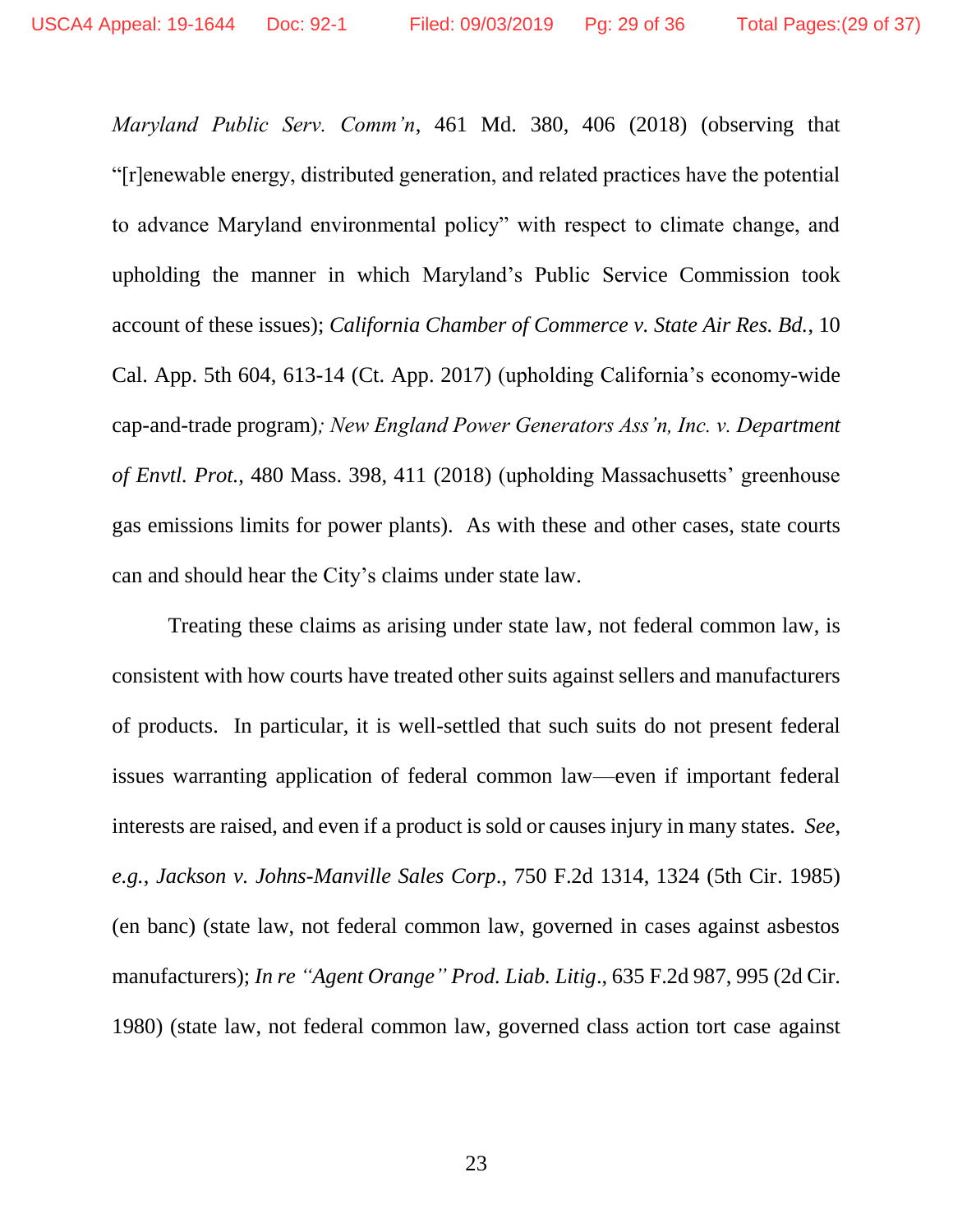*Maryland Public Serv. Comm'n*, 461 Md. 380, 406 (2018) (observing that "[r]enewable energy, distributed generation, and related practices have the potential to advance Maryland environmental policy" with respect to climate change, and upholding the manner in which Maryland's Public Service Commission took account of these issues); *California Chamber of Commerce v. State Air Res. Bd.*, 10 Cal. App. 5th 604, 613-14 (Ct. App. 2017) (upholding California's economy-wide cap-and-trade program)*; New England Power Generators Ass'n, Inc. v. Department of Envtl. Prot.*, 480 Mass. 398, 411 (2018) (upholding Massachusetts' greenhouse gas emissions limits for power plants). As with these and other cases, state courts can and should hear the City's claims under state law.

Treating these claims as arising under state law, not federal common law, is consistent with how courts have treated other suits against sellers and manufacturers of products. In particular, it is well-settled that such suits do not present federal issues warranting application of federal common law—even if important federal interests are raised, and even if a product is sold or causes injury in many states. *See, e.g.*, *Jackson v. Johns-Manville Sales Corp.*, 750 F.2d 1314, 1324 (5th Cir. 1985) (en banc) (state law, not federal common law, governed in cases against asbestos manufacturers); *In re "Agent Orange" Prod. Liab. Litig*., 635 F.2d 987, 995 (2d Cir. 1980) (state law, not federal common law, governed class action tort case against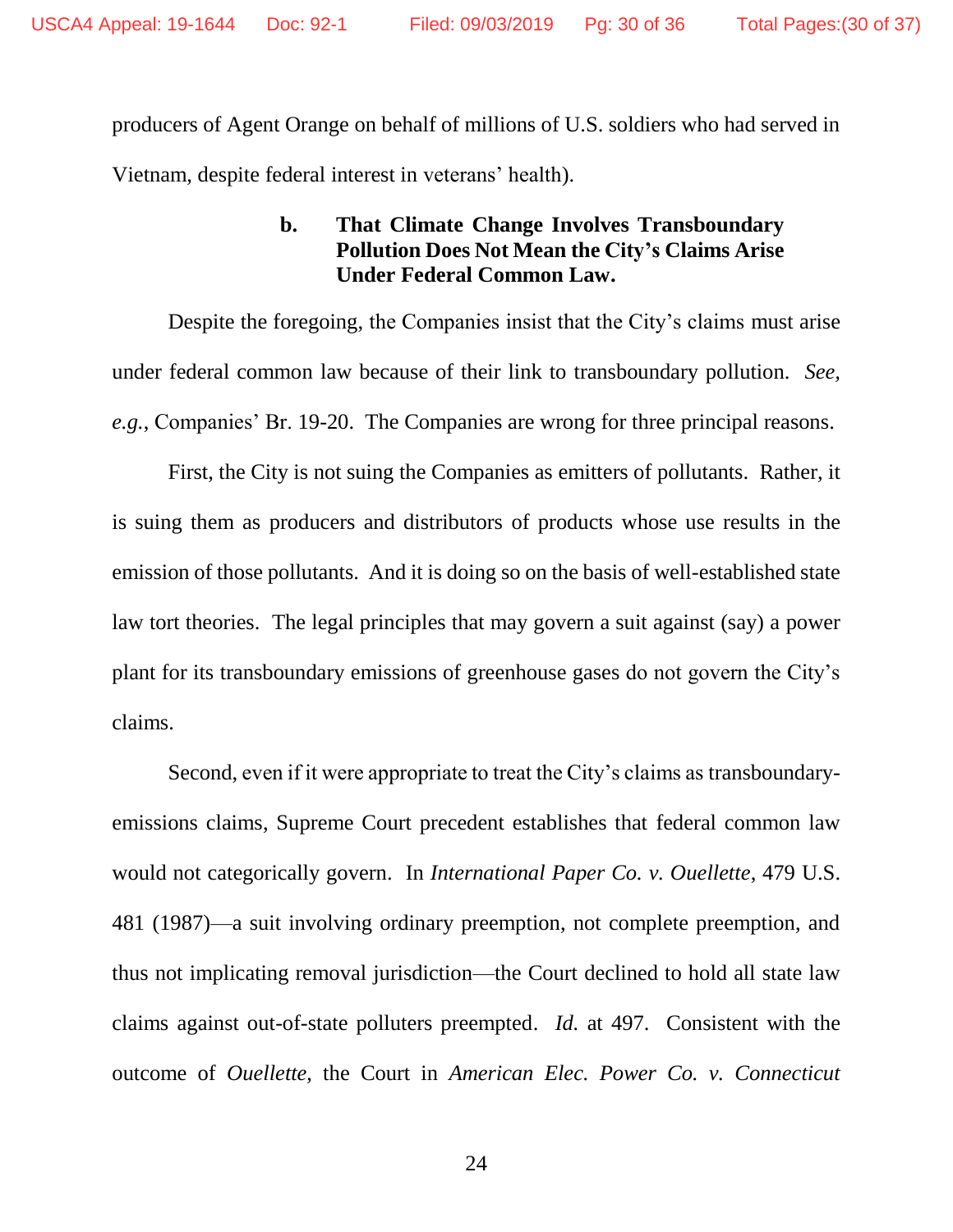producers of Agent Orange on behalf of millions of U.S. soldiers who had served in Vietnam, despite federal interest in veterans' health).

#### b. That Climate Change Involves Transboundary Pollution Does Not Mean the City's Claims Arise Under Federal Common Law.

Despite the foregoing, the Companies insist that the City's claims must arise under federal common law because of their link to transboundary pollution. *See, e.g.*, Companies' Br. 19-20. The Companies are wrong for three principal reasons.

First, the City is not suing the Companies as emitters of pollutants. Rather, it is suing them as producers and distributors of products whose use results in the emission of those pollutants. And it is doing so on the basis of well-established state law tort theories. The legal principles that may govern a suit against (say) a power plant for its transboundary emissions of greenhouse gases do not govern the City's claims.

Second, even if it were appropriate to treat the City's claims as transboundary-emissions claims, Supreme Court precedent establishes that federal common law would not categorically govern. In *International Paper Co. v. Ouellette*, 479 U.S. 481 (1987)—a suit involving ordinary preemption, not complete preemption, and thus not implicating removal jurisdiction—the Court declined to hold all state law claims against out-of-state polluters preempted. *Id.* at 497. Consistent with the outcome of *Ouellette*, the Court in *American Elec. Power Co. v. Connecticut*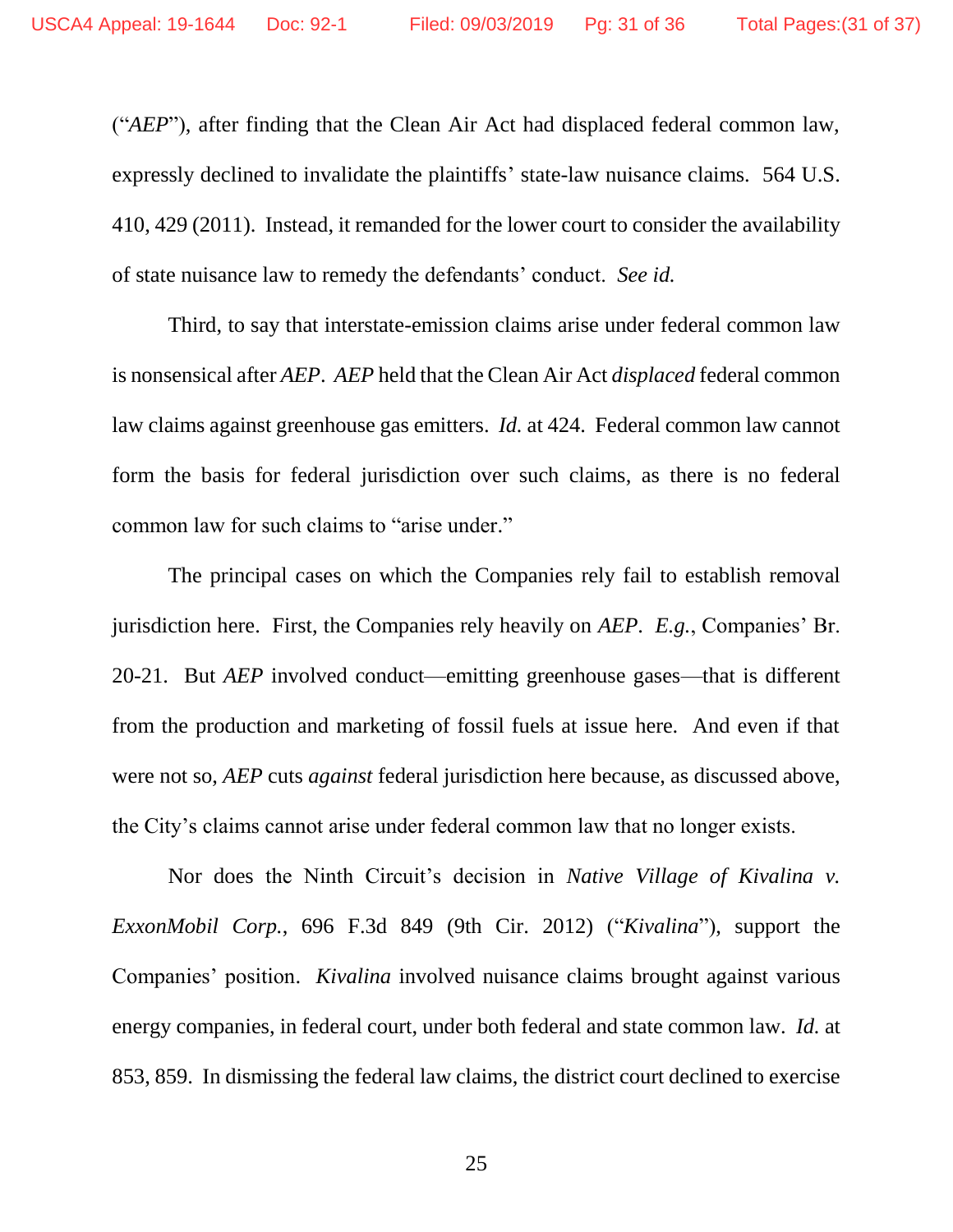(“*AEP*”), after finding that the Clean Air Act had displaced federal common law, expressly declined to invalidate the plaintiffs’ state-law nuisance claims. 564 U.S. 410, 429 (2011). Instead, it remanded for the lower court to consider the availability of state nuisance law to remedy the defendants’ conduct. *See id.*

Third, to say that interstate-emission claims arise under federal common law is nonsensical after *AEP*. *AEP* held that the Clean Air Act *displaced* federal common law claims against greenhouse gas emitters. *Id.* at 424. Federal common law cannot form the basis for federal jurisdiction over such claims, as there is no federal common law for such claims to “arise under.”

The principal cases on which the Companies rely fail to establish removal jurisdiction here. First, the Companies rely heavily on *AEP*. *E.g.*, Companies’ Br. 20-21. But *AEP* involved conduct—emitting greenhouse gases—that is different from the production and marketing of fossil fuels at issue here. And even if that were not so, *AEP* cuts *against* federal jurisdiction here because, as discussed above, the City’s claims cannot arise under federal common law that no longer exists.

Nor does the Ninth Circuit’s decision in *Native Village of Kivalina v. ExxonMobil Corp.*, 696 F.3d 849 (9th Cir. 2012) (“*Kivalina*”), support the Companies’ position. *Kivalina* involved nuisance claims brought against various energy companies, in federal court, under both federal and state common law. *Id.* at 853, 859. In dismissing the federal law claims, the district court declined to exercise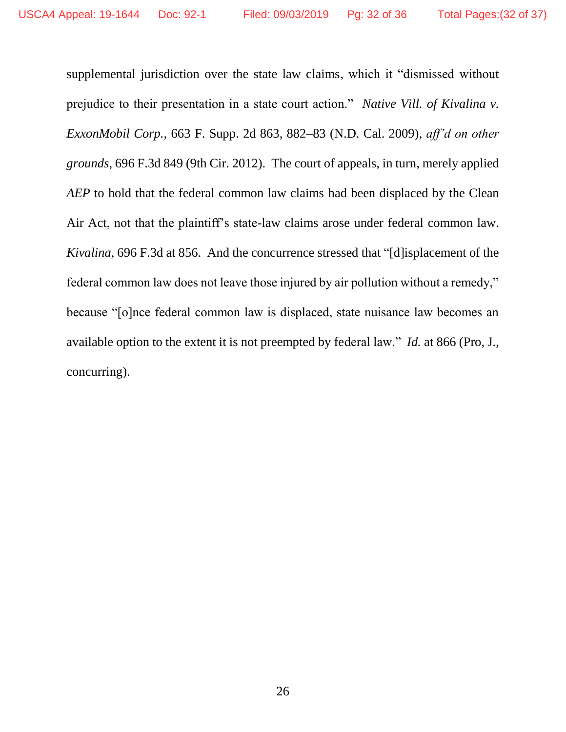supplemental jurisdiction over the state law claims, which it "dismissed without prejudice to their presentation in a state court action." *Native Vill. of Kivalina v. ExxonMobil Corp.*, 663 F. Supp. 2d 863, 882–83 (N.D. Cal. 2009), *aff'd on other grounds*, 696 F.3d 849 (9th Cir. 2012). The court of appeals, in turn, merely applied *AEP* to hold that the federal common law claims had been displaced by the Clean Air Act, not that the plaintiff's state-law claims arose under federal common law. *Kivalina*, 696 F.3d at 856. And the concurrence stressed that "[d]isplacement of the federal common law does not leave those injured by air pollution without a remedy," because "[o]nce federal common law is displaced, state nuisance law becomes an available option to the extent it is not preempted by federal law." *Id.* at 866 (Pro, J., concurring).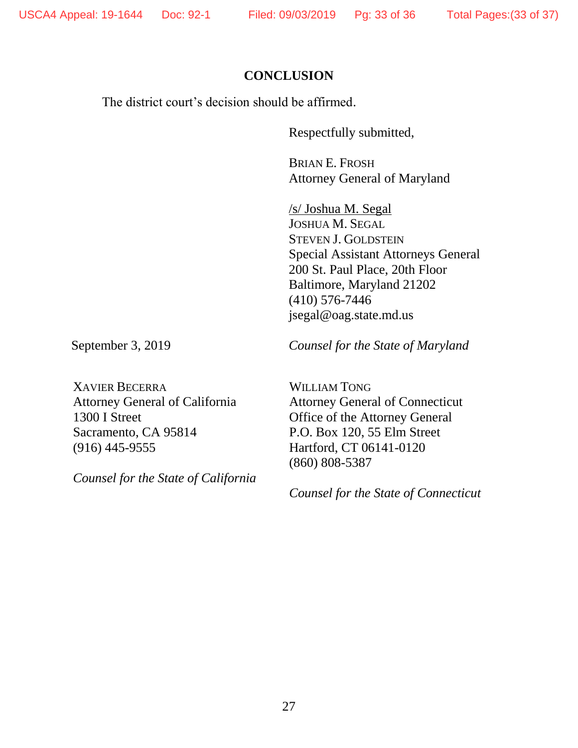## CONCLUSION

The district court's decision should be affirmed.

Respectfully submitted,

BRIAN E. FROSH
Attorney General of Maryland

/s/ Joshua M. Segal
JOSHUA M. SEGAL
STEVEN J. GOLDSTEIN
Special Assistant Attorneys General
200 St. Paul Place, 20th Floor
Baltimore, Maryland 21202
(410) 576-7446
jsegal@oag.state.md.us

September 3, 2019

*Counsel for the State of Maryland*

XAVIER BECERRA
Attorney General of California
1300 I Street
Sacramento, CA 95814
(916) 445-9555

*Counsel for the State of California*

WILLIAM TONG
Attorney General of Connecticut
Office of the Attorney General
P.O. Box 120, 55 Elm Street
Hartford, CT 06141-0120
(860) 808-5387

*Counsel for the State of Connecticut*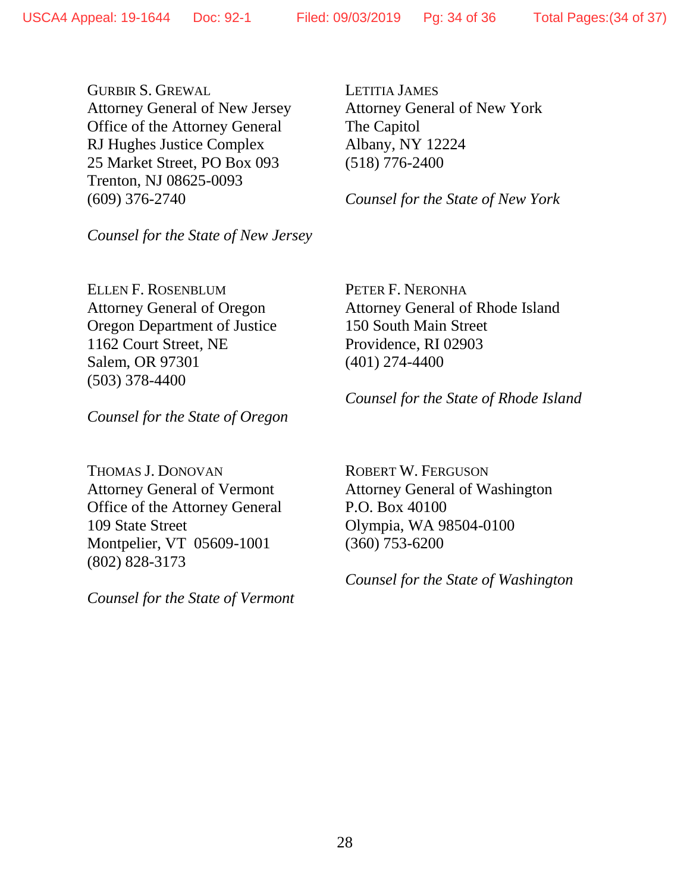GURBIR S. GREWAL
Attorney General of New Jersey
Office of the Attorney General
RJ Hughes Justice Complex
25 Market Street, PO Box 093
Trenton, NJ 08625-0093
(609) 376-2740

*Counsel for the State of New Jersey*

LETITIA JAMES
Attorney General of New York
The Capitol
Albany, NY 12224
(518) 776-2400

*Counsel for the State of New York*

ELLEN F. ROSENBLUM
Attorney General of Oregon
Oregon Department of Justice
1162 Court Street, NE
Salem, OR 97301
(503) 378-4400

*Counsel for the State of Oregon*

PETER F. NERONHA
Attorney General of Rhode Island
150 South Main Street
Providence, RI 02903
(401) 274-4400

*Counsel for the State of Rhode Island*

THOMAS J. DONOVAN
Attorney General of Vermont
Office of the Attorney General
109 State Street
Montpelier, VT 05609-1001
(802) 828-3173

*Counsel for the State of Vermont*

ROBERT W. FERGUSON
Attorney General of Washington
P.O. Box 40100
Olympia, WA 98504-0100
(360) 753-6200

*Counsel for the State of Washington*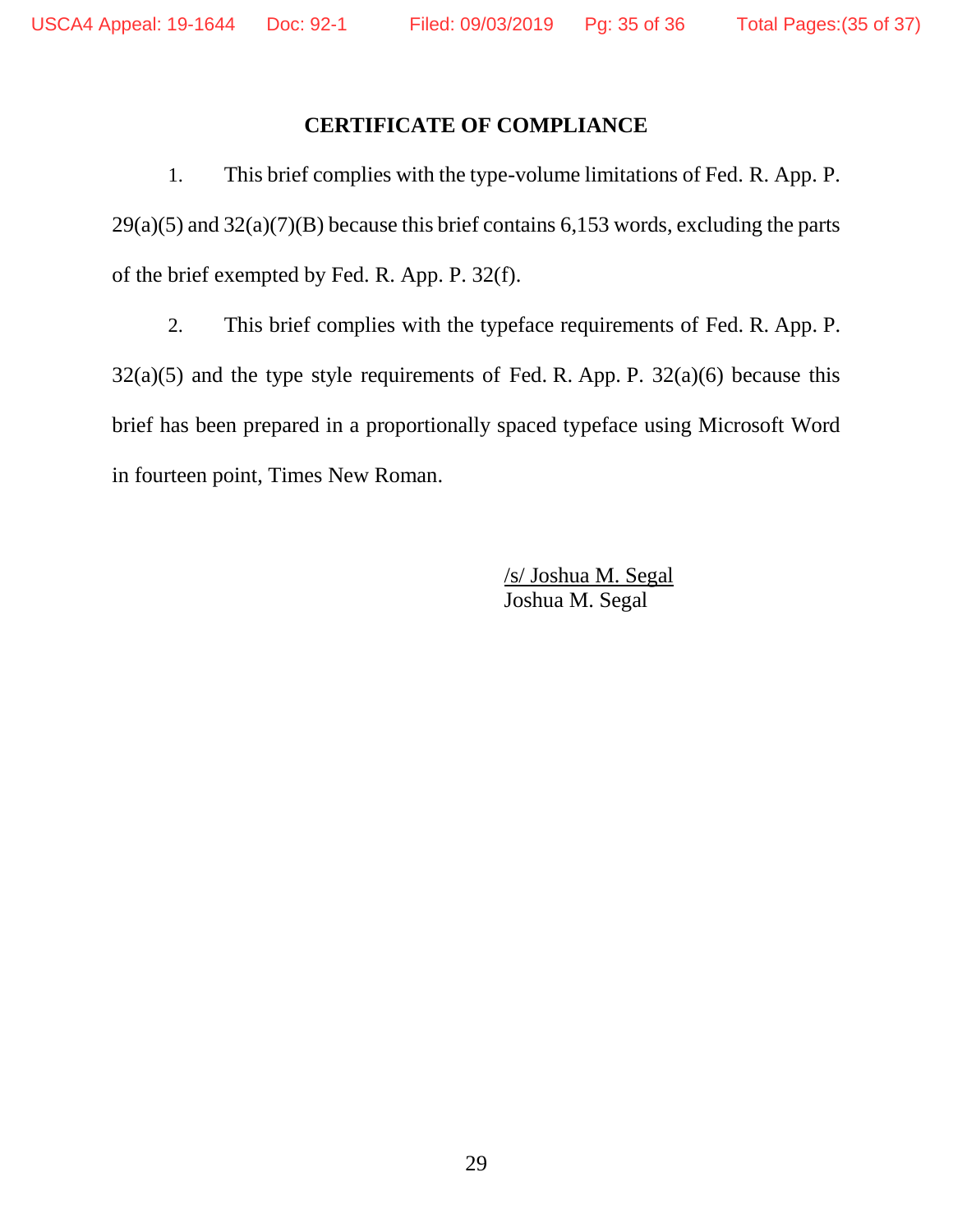## CERTIFICATE OF COMPLIANCE

1. This brief complies with the type-volume limitations of Fed. R. App. P. 29(a)(5) and 32(a)(7)(B) because this brief contains 6,153 words, excluding the parts of the brief exempted by Fed. R. App. P. 32(f).

2. This brief complies with the typeface requirements of Fed. R. App. P. 32(a)(5) and the type style requirements of Fed. R. App. P. 32(a)(6) because this brief has been prepared in a proportionally spaced typeface using Microsoft Word in fourteen point, Times New Roman.

/s/ Joshua M. Segal
Joshua M. Segal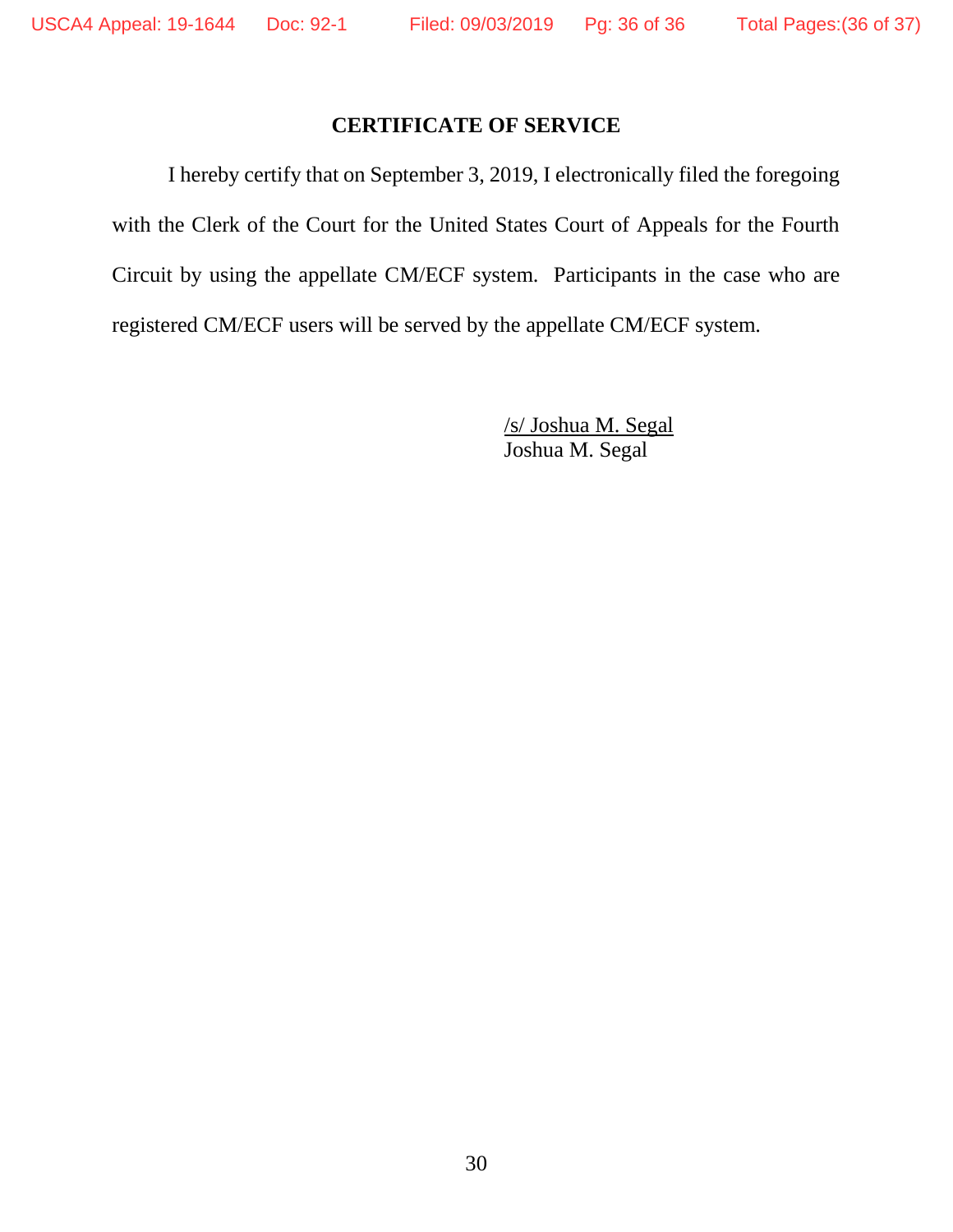## CERTIFICATE OF SERVICE

I hereby certify that on September 3, 2019, I electronically filed the foregoing with the Clerk of the Court for the United States Court of Appeals for the Fourth Circuit by using the appellate CM/ECF system. Participants in the case who are registered CM/ECF users will be served by the appellate CM/ECF system.

/s/ Joshua M. Segal
Joshua M. Segal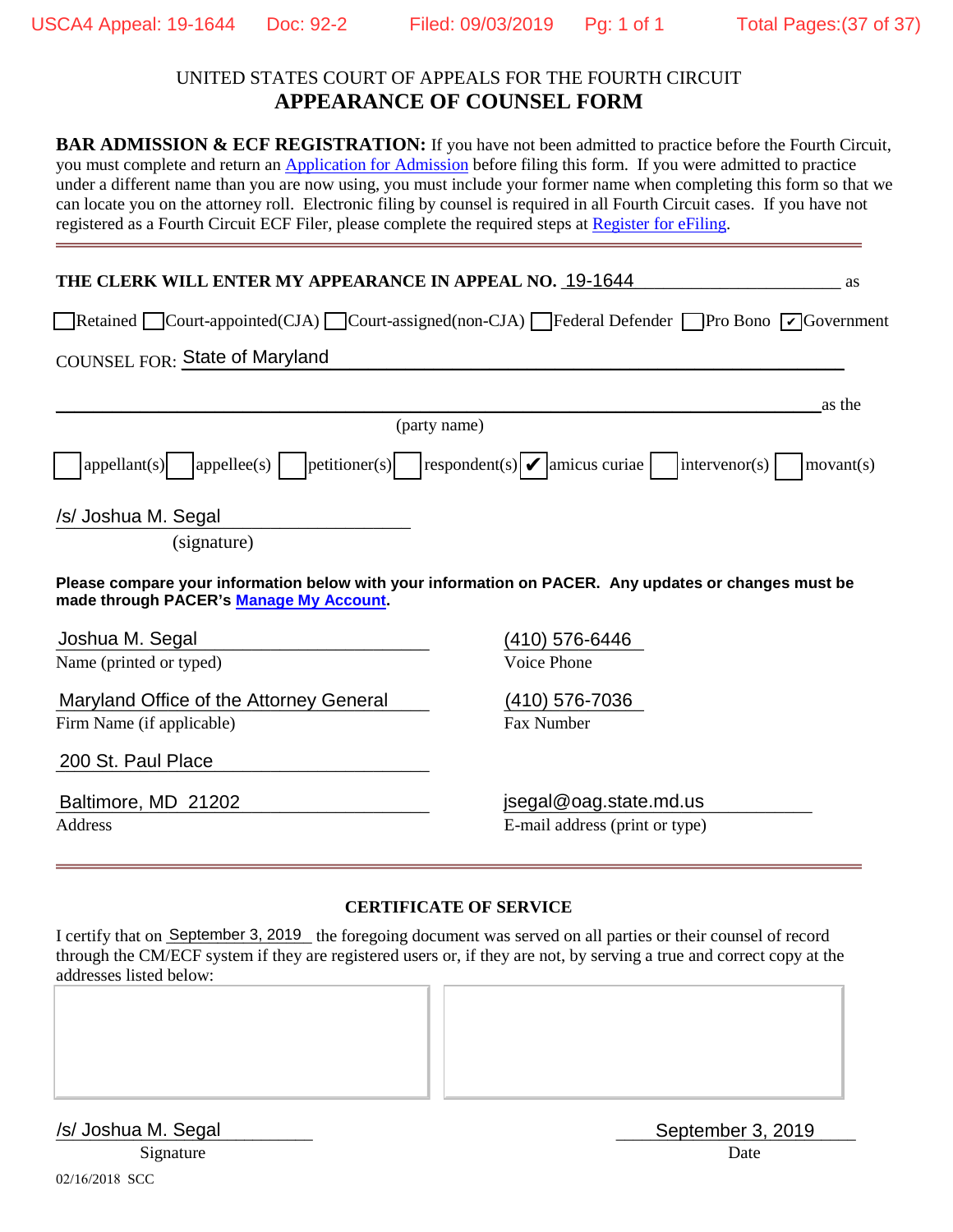UNITED STATES COURT OF APPEALS FOR THE FOURTH CIRCUIT
**APPEARANCE OF COUNSEL FORM**

**BAR ADMISSION & ECF REGISTRATION:** If you have not been admitted to practice before the Fourth Circuit, you must complete and return an Application for Admission before filing this form. If you were admitted to practice under a different name than you are now using, you must include your former name when completing this form so that we can locate you on the attorney roll. Electronic filing by counsel is required in all Fourth Circuit cases. If you have not registered as a Fourth Circuit ECF Filer, please complete the required steps at Register for eFiling.

---

**THE CLERK WILL ENTER MY APPEARANCE IN APPEAL NO.** 19-1644 as

☐ Retained ☐ Court-appointed(CJA) ☐ Court-assigned(non-CJA) ☐ Federal Defender ☐ Pro Bono ☑ Government

COUNSEL FOR: State of Maryland

______________________________________________ as the
(party name)

☐ appellant(s) ☐ appellee(s) ☐ petitioner(s) ☐ respondent(s) ☑ amicus curiae ☐ intervenor(s) ☐ movant(s)

/s/ Joshua M. Segal
(signature)

**Please compare your information below with your information on PACER. Any updates or changes must be made through PACER's Manage My Account.**

Joshua M. Segal
Name (printed or typed)

(410) 576-6446
Voice Phone

Maryland Office of the Attorney General
Firm Name (if applicable)

(410) 576-7036
Fax Number

200 St. Paul Place
Baltimore, MD 21202
Address

jsegal@oag.state.md.us
E-mail address (print or type)

---

**CERTIFICATE OF SERVICE**

I certify that on September 3, 2019 the foregoing document was served on all parties or their counsel of record through the CM/ECF system if they are registered users or, if they are not, by serving a true and correct copy at the addresses listed below:

/s/ Joshua M. Segal
Signature

September 3, 2019
Date

02/16/2018 SCC